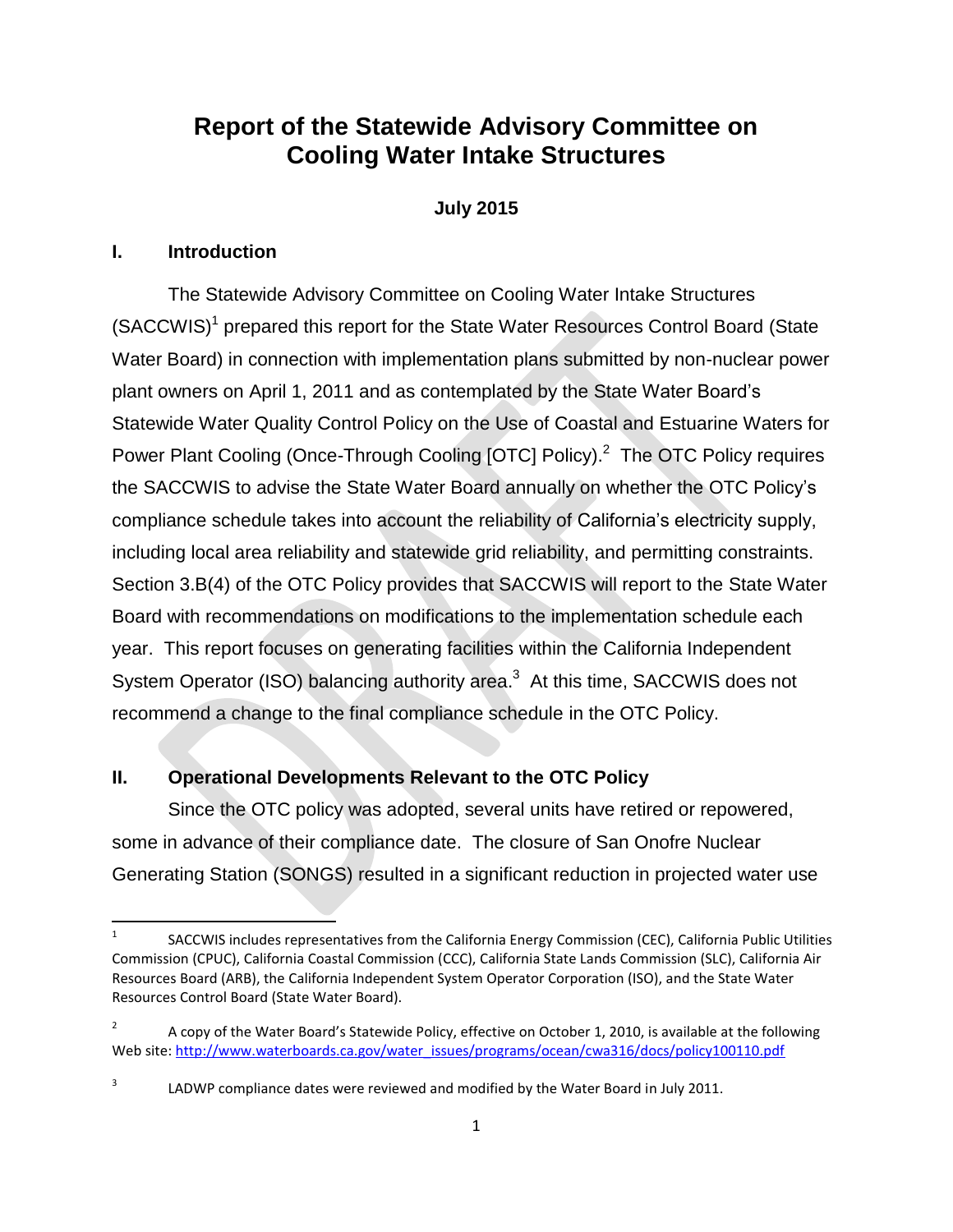# Report of the Statewide Advisory Committee on Cooling Water Intake Structures

**July 2015**

## I. Introduction

The Statewide Advisory Committee on Cooling Water Intake Structures (SACCWIS)[1] prepared this report for the State Water Resources Control Board (State Water Board) in connection with implementation plans submitted by non-nuclear power plant owners on April 1, 2011 and as contemplated by the State Water Board's Statewide Water Quality Control Policy on the Use of Coastal and Estuarine Waters for Power Plant Cooling (Once-Through Cooling [OTC] Policy).[2] The OTC Policy requires the SACCWIS to advise the State Water Board annually on whether the OTC Policy's compliance schedule takes into account the reliability of California's electricity supply, including local area reliability and statewide grid reliability, and permitting constraints. Section 3.B(4) of the OTC Policy provides that SACCWIS will report to the State Water Board with recommendations on modifications to the implementation schedule each year. This report focuses on generating facilities within the California Independent System Operator (ISO) balancing authority area.[3] At this time, SACCWIS does not recommend a change to the final compliance schedule in the OTC Policy.

## II. Operational Developments Relevant to the OTC Policy

Since the OTC policy was adopted, several units have retired or repowered, some in advance of their compliance date. The closure of San Onofre Nuclear Generating Station (SONGS) resulted in a significant reduction in projected water use

---

[1] SACCWIS includes representatives from the California Energy Commission (CEC), California Public Utilities Commission (CPUC), California Coastal Commission (CCC), California State Lands Commission (SLC), California Air Resources Board (ARB), the California Independent System Operator Corporation (ISO), and the State Water Resources Control Board (State Water Board).

[2] A copy of the Water Board's Statewide Policy, effective on October 1, 2010, is available at the following Web site: http://www.waterboards.ca.gov/water_issues/programs/ocean/cwa316/docs/policy100110.pdf

[3] LADWP compliance dates were reviewed and modified by the Water Board in July 2011.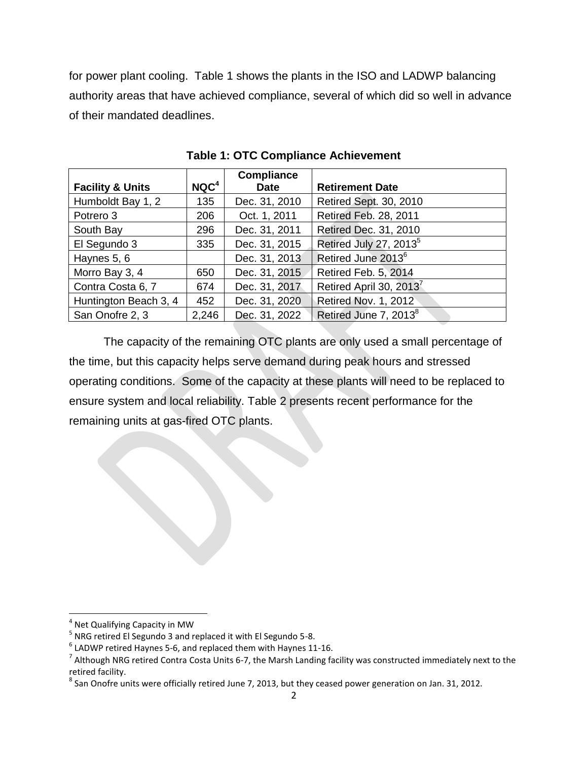for power plant cooling. Table 1 shows the plants in the ISO and LADWP balancing authority areas that have achieved compliance, several of which did so well in advance of their mandated deadlines.

**Table 1: OTC Compliance Achievement**

| Facility & Units | NQC[4] | Compliance Date | Retirement Date |
|---|---|---|---|
| Humboldt Bay 1, 2 | 135 | Dec. 31, 2010 | Retired Sept. 30, 2010 |
| Potrero 3 | 206 | Oct. 1, 2011 | Retired Feb. 28, 2011 |
| South Bay | 296 | Dec. 31, 2011 | Retired Dec. 31, 2010 |
| El Segundo 3 | 335 | Dec. 31, 2015 | Retired July 27, 2013[5] |
| Haynes 5, 6 | | Dec. 31, 2013 | Retired June 2013[6] |
| Morro Bay 3, 4 | 650 | Dec. 31, 2015 | Retired Feb. 5, 2014 |
| Contra Costa 6, 7 | 674 | Dec. 31, 2017 | Retired April 30, 2013[7] |
| Huntington Beach 3, 4 | 452 | Dec. 31, 2020 | Retired Nov. 1, 2012 |
| San Onofre 2, 3 | 2,246 | Dec. 31, 2022 | Retired June 7, 2013[8] |

The capacity of the remaining OTC plants are only used a small percentage of the time, but this capacity helps serve demand during peak hours and stressed operating conditions. Some of the capacity at these plants will need to be replaced to ensure system and local reliability. Table 2 presents recent performance for the remaining units at gas-fired OTC plants.

[4] Net Qualifying Capacity in MW

[5] NRG retired El Segundo 3 and replaced it with El Segundo 5-8.

[6] LADWP retired Haynes 5-6, and replaced them with Haynes 11-16.

[7] Although NRG retired Contra Costa Units 6-7, the Marsh Landing facility was constructed immediately next to the retired facility.

[8] San Onofre units were officially retired June 7, 2013, but they ceased power generation on Jan. 31, 2012.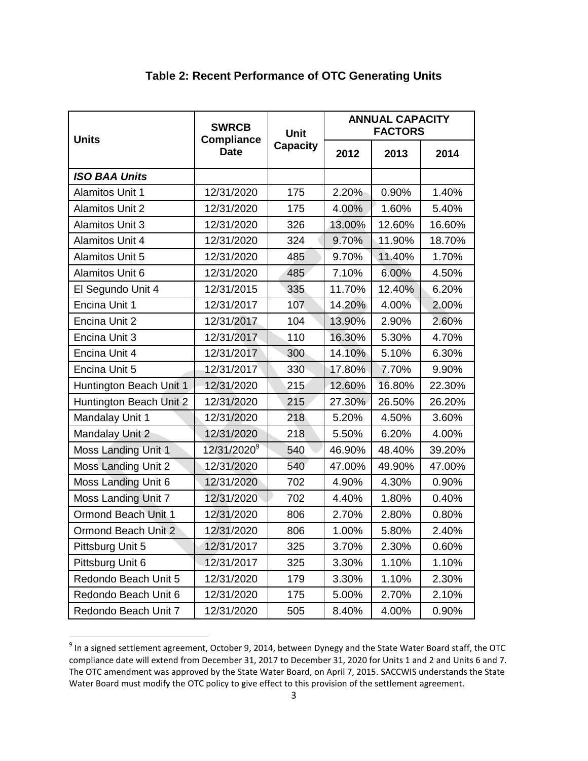**Table 2: Recent Performance of OTC Generating Units**

| Units | SWRCB Compliance Date | Unit Capacity | ANNUAL CAPACITY FACTORS | | |
|---|---|---|---|---|---|
| | | | 2012 | 2013 | 2014 |
| ***ISO BAA Units*** | | | | | |
| Alamitos Unit 1 | 12/31/2020 | 175 | 2.20% | 0.90% | 1.40% |
| Alamitos Unit 2 | 12/31/2020 | 175 | 4.00% | 1.60% | 5.40% |
| Alamitos Unit 3 | 12/31/2020 | 326 | 13.00% | 12.60% | 16.60% |
| Alamitos Unit 4 | 12/31/2020 | 324 | 9.70% | 11.90% | 18.70% |
| Alamitos Unit 5 | 12/31/2020 | 485 | 9.70% | 11.40% | 1.70% |
| Alamitos Unit 6 | 12/31/2020 | 485 | 7.10% | 6.00% | 4.50% |
| El Segundo Unit 4 | 12/31/2015 | 335 | 11.70% | 12.40% | 6.20% |
| Encina Unit 1 | 12/31/2017 | 107 | 14.20% | 4.00% | 2.00% |
| Encina Unit 2 | 12/31/2017 | 104 | 13.90% | 2.90% | 2.60% |
| Encina Unit 3 | 12/31/2017 | 110 | 16.30% | 5.30% | 4.70% |
| Encina Unit 4 | 12/31/2017 | 300 | 14.10% | 5.10% | 6.30% |
| Encina Unit 5 | 12/31/2017 | 330 | 17.80% | 7.70% | 9.90% |
| Huntington Beach Unit 1 | 12/31/2020 | 215 | 12.60% | 16.80% | 22.30% |
| Huntington Beach Unit 2 | 12/31/2020 | 215 | 27.30% | 26.50% | 26.20% |
| Mandalay Unit 1 | 12/31/2020 | 218 | 5.20% | 4.50% | 3.60% |
| Mandalay Unit 2 | 12/31/2020 | 218 | 5.50% | 6.20% | 4.00% |
| Moss Landing Unit 1 | 12/31/2020[9] | 540 | 46.90% | 48.40% | 39.20% |
| Moss Landing Unit 2 | 12/31/2020 | 540 | 47.00% | 49.90% | 47.00% |
| Moss Landing Unit 6 | 12/31/2020 | 702 | 4.90% | 4.30% | 0.90% |
| Moss Landing Unit 7 | 12/31/2020 | 702 | 4.40% | 1.80% | 0.40% |
| Ormond Beach Unit 1 | 12/31/2020 | 806 | 2.70% | 2.80% | 0.80% |
| Ormond Beach Unit 2 | 12/31/2020 | 806 | 1.00% | 5.80% | 2.40% |
| Pittsburg Unit 5 | 12/31/2017 | 325 | 3.70% | 2.30% | 0.60% |
| Pittsburg Unit 6 | 12/31/2017 | 325 | 3.30% | 1.10% | 1.10% |
| Redondo Beach Unit 5 | 12/31/2020 | 179 | 3.30% | 1.10% | 2.30% |
| Redondo Beach Unit 6 | 12/31/2020 | 175 | 5.00% | 2.70% | 2.10% |
| Redondo Beach Unit 7 | 12/31/2020 | 505 | 8.40% | 4.00% | 0.90% |

[9] In a signed settlement agreement, October 9, 2014, between Dynegy and the State Water Board staff, the OTC compliance date will extend from December 31, 2017 to December 31, 2020 for Units 1 and 2 and Units 6 and 7. The OTC amendment was approved by the State Water Board, on April 7, 2015. SACCWIS understands the State Water Board must modify the OTC policy to give effect to this provision of the settlement agreement.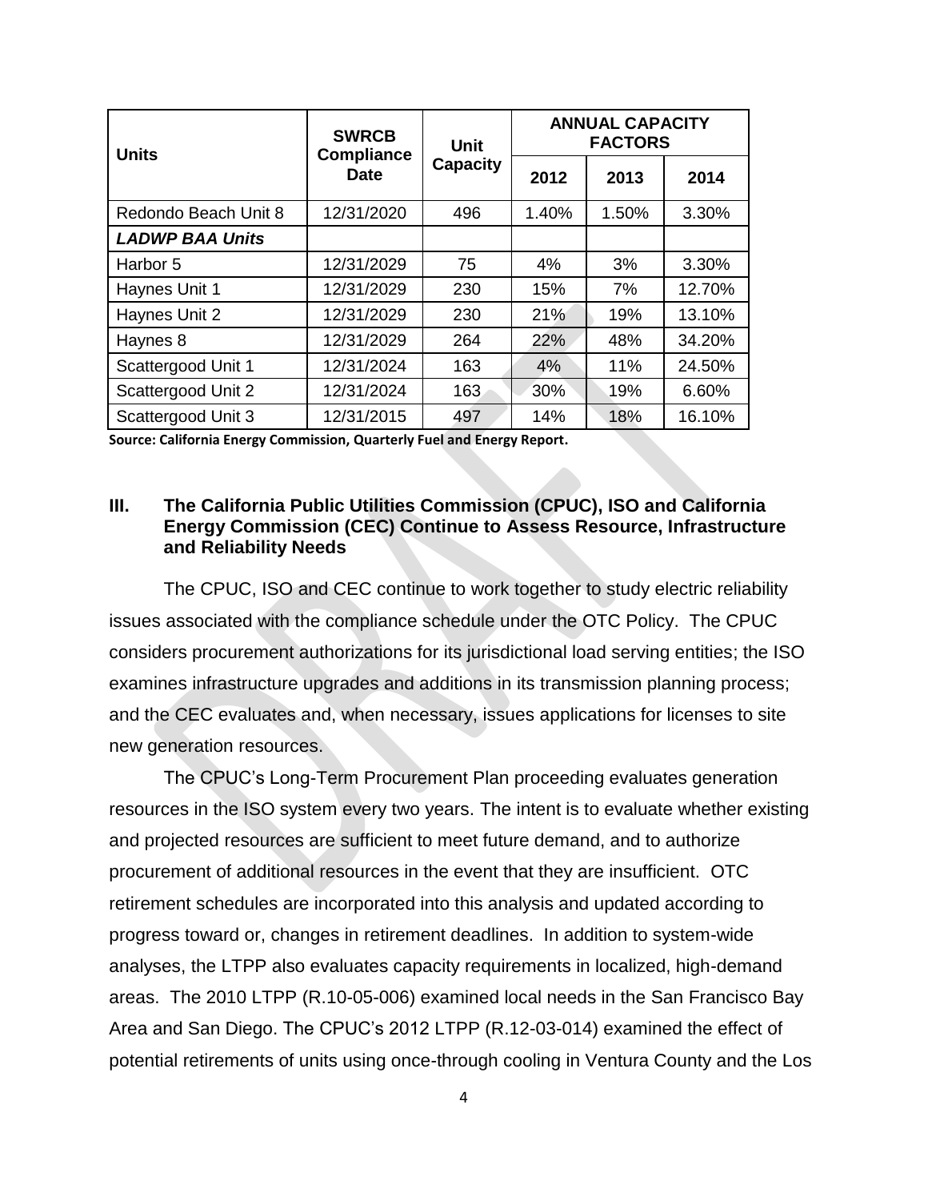| Units | SWRCB Compliance Date | Unit Capacity | ANNUAL CAPACITY FACTORS | | |
|---|---|---|---|---|---|
| | | | 2012 | 2013 | 2014 |
| Redondo Beach Unit 8 | 12/31/2020 | 496 | 1.40% | 1.50% | 3.30% |
| ***LADWP BAA Units*** | | | | | |
| Harbor 5 | 12/31/2029 | 75 | 4% | 3% | 3.30% |
| Haynes Unit 1 | 12/31/2029 | 230 | 15% | 7% | 12.70% |
| Haynes Unit 2 | 12/31/2029 | 230 | 21% | 19% | 13.10% |
| Haynes 8 | 12/31/2029 | 264 | 22% | 48% | 34.20% |
| Scattergood Unit 1 | 12/31/2024 | 163 | 4% | 11% | 24.50% |
| Scattergood Unit 2 | 12/31/2024 | 163 | 30% | 19% | 6.60% |
| Scattergood Unit 3 | 12/31/2015 | 497 | 14% | 18% | 16.10% |

**Source: California Energy Commission, Quarterly Fuel and Energy Report.**

## III. The California Public Utilities Commission (CPUC), ISO and California Energy Commission (CEC) Continue to Assess Resource, Infrastructure and Reliability Needs

The CPUC, ISO and CEC continue to work together to study electric reliability issues associated with the compliance schedule under the OTC Policy. The CPUC considers procurement authorizations for its jurisdictional load serving entities; the ISO examines infrastructure upgrades and additions in its transmission planning process; and the CEC evaluates and, when necessary, issues applications for licenses to site new generation resources.

The CPUC's Long-Term Procurement Plan proceeding evaluates generation resources in the ISO system every two years. The intent is to evaluate whether existing and projected resources are sufficient to meet future demand, and to authorize procurement of additional resources in the event that they are insufficient. OTC retirement schedules are incorporated into this analysis and updated according to progress toward or, changes in retirement deadlines. In addition to system-wide analyses, the LTPP also evaluates capacity requirements in localized, high-demand areas. The 2010 LTPP (R.10-05-006) examined local needs in the San Francisco Bay Area and San Diego. The CPUC's 2012 LTPP (R.12-03-014) examined the effect of potential retirements of units using once-through cooling in Ventura County and the Los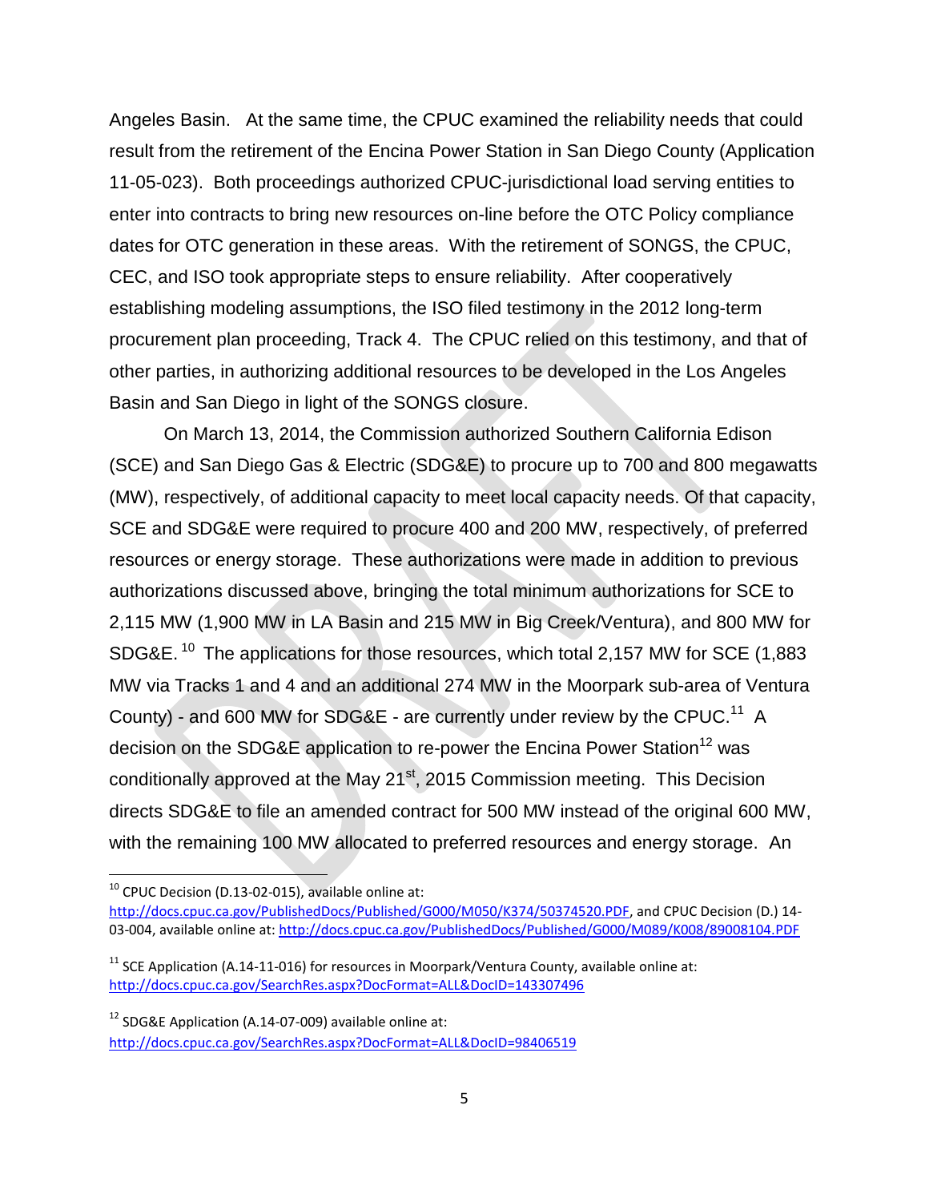Angeles Basin. At the same time, the CPUC examined the reliability needs that could result from the retirement of the Encina Power Station in San Diego County (Application 11-05-023). Both proceedings authorized CPUC-jurisdictional load serving entities to enter into contracts to bring new resources on-line before the OTC Policy compliance dates for OTC generation in these areas. With the retirement of SONGS, the CPUC, CEC, and ISO took appropriate steps to ensure reliability. After cooperatively establishing modeling assumptions, the ISO filed testimony in the 2012 long-term procurement plan proceeding, Track 4. The CPUC relied on this testimony, and that of other parties, in authorizing additional resources to be developed in the Los Angeles Basin and San Diego in light of the SONGS closure.

On March 13, 2014, the Commission authorized Southern California Edison (SCE) and San Diego Gas & Electric (SDG&E) to procure up to 700 and 800 megawatts (MW), respectively, of additional capacity to meet local capacity needs. Of that capacity, SCE and SDG&E were required to procure 400 and 200 MW, respectively, of preferred resources or energy storage. These authorizations were made in addition to previous authorizations discussed above, bringing the total minimum authorizations for SCE to 2,115 MW (1,900 MW in LA Basin and 215 MW in Big Creek/Ventura), and 800 MW for SDG&E.[10] The applications for those resources, which total 2,157 MW for SCE (1,883 MW via Tracks 1 and 4 and an additional 274 MW in the Moorpark sub-area of Ventura County) - and 600 MW for SDG&E - are currently under review by the CPUC.[11] A decision on the SDG&E application to re-power the Encina Power Station[12] was conditionally approved at the May 21st, 2015 Commission meeting. This Decision directs SDG&E to file an amended contract for 500 MW instead of the original 600 MW, with the remaining 100 MW allocated to preferred resources and energy storage. An

---

[10] CPUC Decision (D.13-02-015), available online at: http://docs.cpuc.ca.gov/PublishedDocs/Published/G000/M050/K374/50374520.PDF, and CPUC Decision (D.) 14-03-004, available online at: http://docs.cpuc.ca.gov/PublishedDocs/Published/G000/M089/K008/89008104.PDF

[11] SCE Application (A.14-11-016) for resources in Moorpark/Ventura County, available online at: http://docs.cpuc.ca.gov/SearchRes.aspx?DocFormat=ALL&DocID=143307496

[12] SDG&E Application (A.14-07-009) available online at: http://docs.cpuc.ca.gov/SearchRes.aspx?DocFormat=ALL&DocID=98406519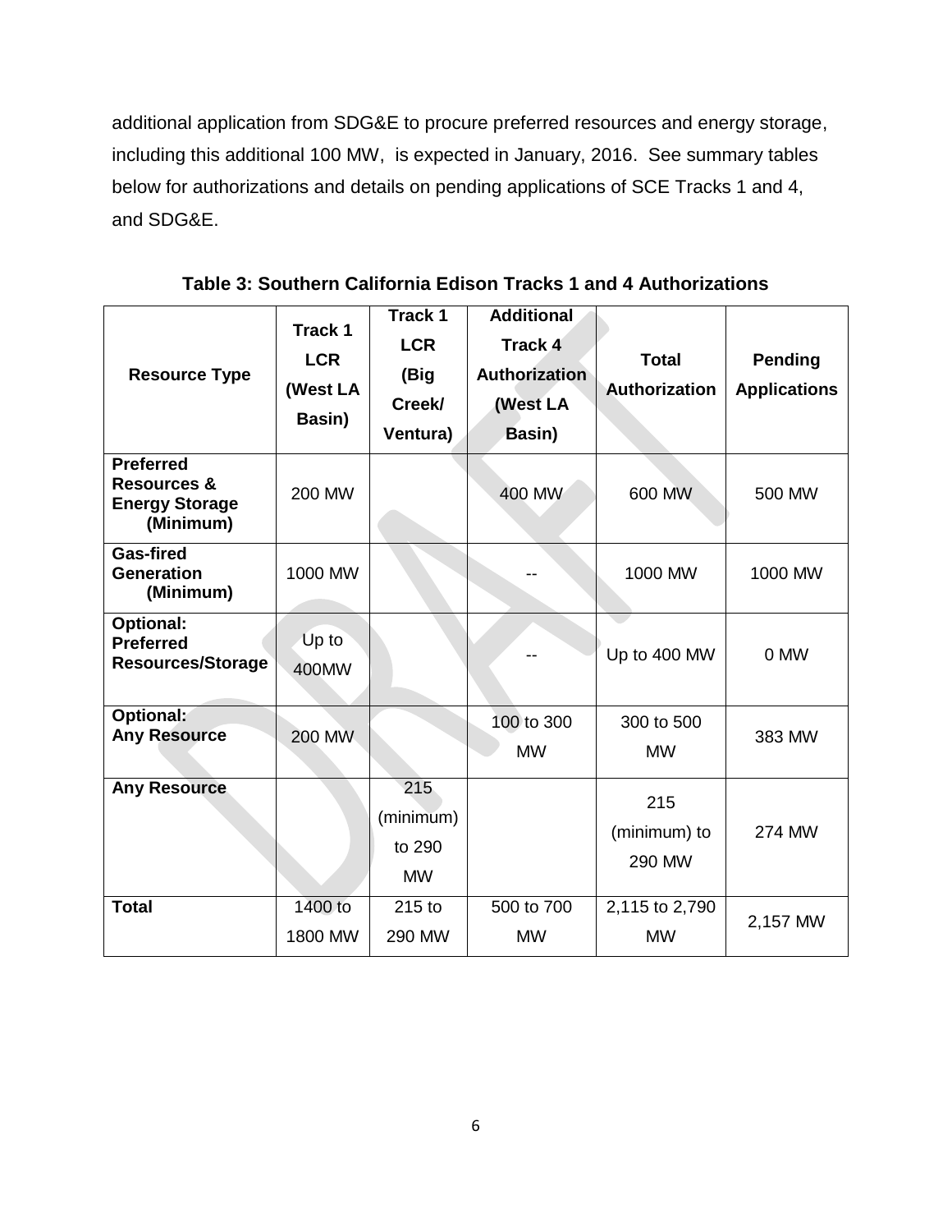additional application from SDG&E to procure preferred resources and energy storage, including this additional 100 MW, is expected in January, 2016. See summary tables below for authorizations and details on pending applications of SCE Tracks 1 and 4, and SDG&E.

**Table 3: Southern California Edison Tracks 1 and 4 Authorizations**

| Resource Type | Track 1 LCR (West LA Basin) | Track 1 LCR (Big Creek/ Ventura) | Additional Track 4 Authorization (West LA Basin) | Total Authorization | Pending Applications |
|---|---|---|---|---|---|
| **Preferred Resources & Energy Storage (Minimum)** | 200 MW | | 400 MW | 600 MW | 500 MW |
| **Gas-fired Generation (Minimum)** | 1000 MW | | -- | 1000 MW | 1000 MW |
| **Optional: Preferred Resources/Storage** | Up to 400MW | | -- | Up to 400 MW | 0 MW |
| **Optional: Any Resource** | 200 MW | | 100 to 300 MW | 300 to 500 MW | 383 MW |
| **Any Resource** | | 215 (minimum) to 290 MW | | 215 (minimum) to 290 MW | 274 MW |
| **Total** | 1400 to 1800 MW | 215 to 290 MW | 500 to 700 MW | 2,115 to 2,790 MW | 2,157 MW |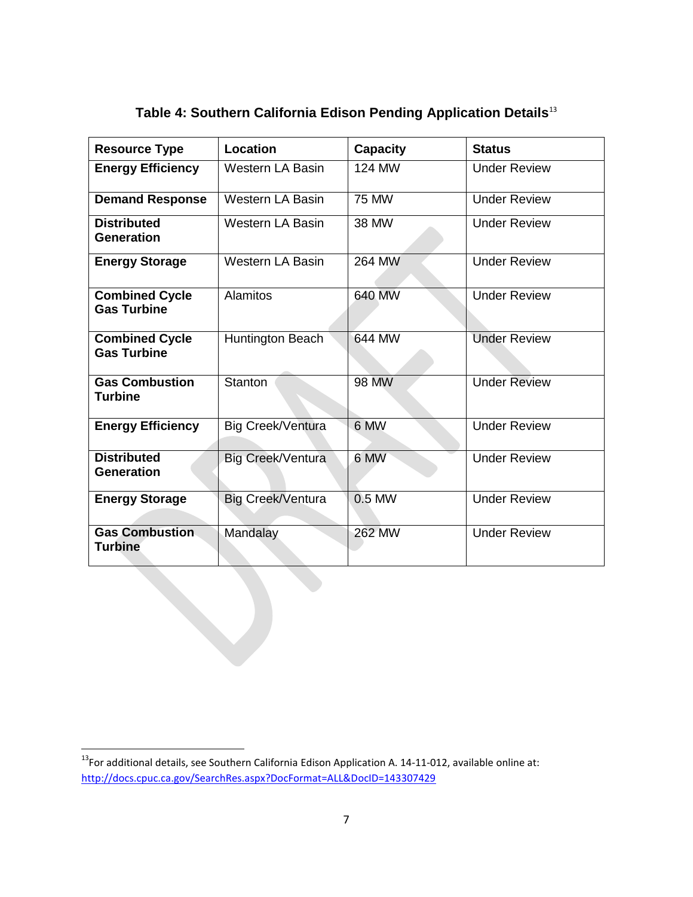**Table 4: Southern California Edison Pending Application Details**[13]

| Resource Type | Location | Capacity | Status |
|---|---|---|---|
| **Energy Efficiency** | Western LA Basin | 124 MW | Under Review |
| **Demand Response** | Western LA Basin | 75 MW | Under Review |
| **Distributed Generation** | Western LA Basin | 38 MW | Under Review |
| **Energy Storage** | Western LA Basin | 264 MW | Under Review |
| **Combined Cycle Gas Turbine** | Alamitos | 640 MW | Under Review |
| **Combined Cycle Gas Turbine** | Huntington Beach | 644 MW | Under Review |
| **Gas Combustion Turbine** | Stanton | 98 MW | Under Review |
| **Energy Efficiency** | Big Creek/Ventura | 6 MW | Under Review |
| **Distributed Generation** | Big Creek/Ventura | 6 MW | Under Review |
| **Energy Storage** | Big Creek/Ventura | 0.5 MW | Under Review |
| **Gas Combustion Turbine** | Mandalay | 262 MW | Under Review |

[13] For additional details, see Southern California Edison Application A. 14-11-012, available online at: http://docs.cpuc.ca.gov/SearchRes.aspx?DocFormat=ALL&DocID=143307429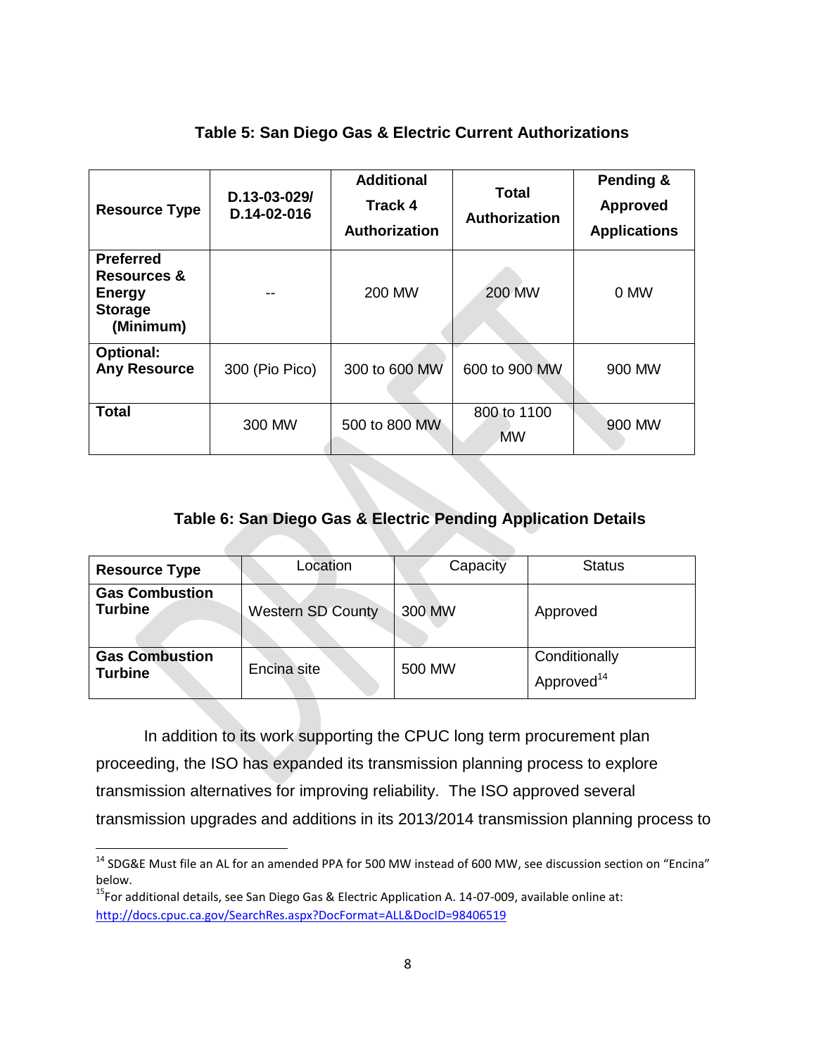**Table 5: San Diego Gas & Electric Current Authorizations**

| Resource Type | D.13-03-029/ D.14-02-016 | Additional Track 4 Authorization | Total Authorization | Pending & Approved Applications |
|---|---|---|---|---|
| **Preferred Resources & Energy Storage (Minimum)** | -- | 200 MW | 200 MW | 0 MW |
| **Optional: Any Resource** | 300 (Pio Pico) | 300 to 600 MW | 600 to 900 MW | 900 MW |
| **Total** | 300 MW | 500 to 800 MW | 800 to 1100 MW | 900 MW |

**Table 6: San Diego Gas & Electric Pending Application Details**

| Resource Type | Location | Capacity | Status |
|---|---|---|---|
| **Gas Combustion Turbine** | Western SD County | 300 MW | Approved |
| **Gas Combustion Turbine** | Encina site | 500 MW | Conditionally Approved[14] |

In addition to its work supporting the CPUC long term procurement plan proceeding, the ISO has expanded its transmission planning process to explore transmission alternatives for improving reliability. The ISO approved several transmission upgrades and additions in its 2013/2014 transmission planning process to

---

[14] SDG&E Must file an AL for an amended PPA for 500 MW instead of 600 MW, see discussion section on "Encina" below.

[15] For additional details, see San Diego Gas & Electric Application A. 14-07-009, available online at: http://docs.cpuc.ca.gov/SearchRes.aspx?DocFormat=ALL&DocID=98406519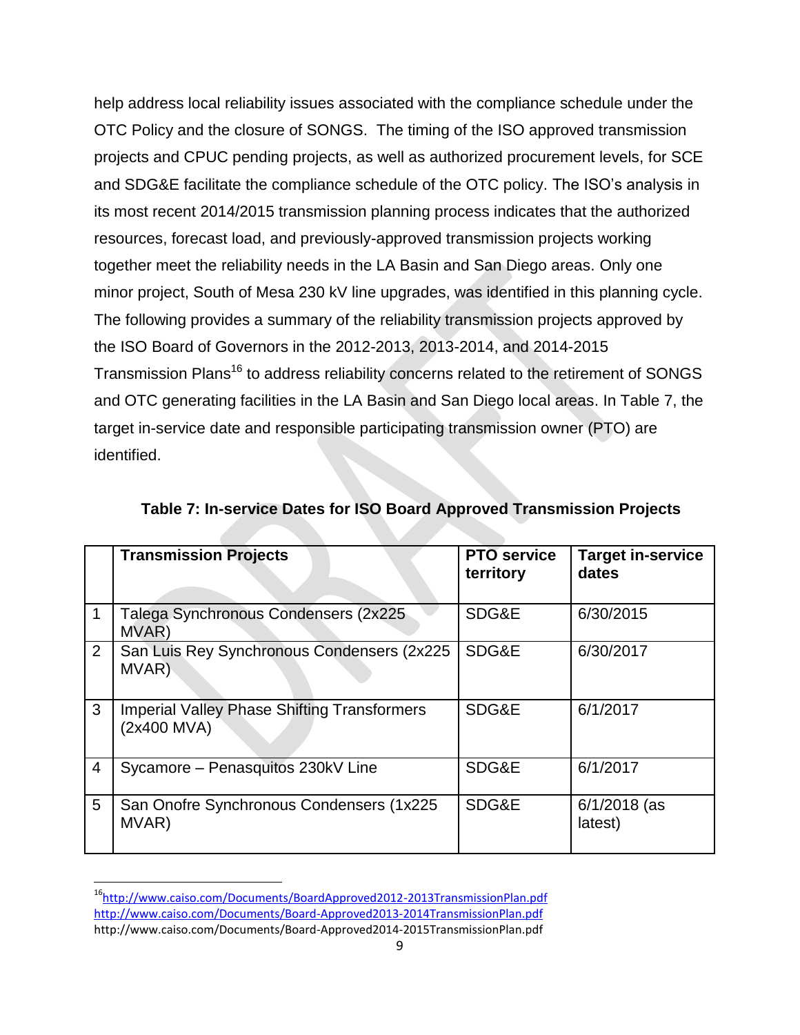help address local reliability issues associated with the compliance schedule under the OTC Policy and the closure of SONGS. The timing of the ISO approved transmission projects and CPUC pending projects, as well as authorized procurement levels, for SCE and SDG&E facilitate the compliance schedule of the OTC policy. The ISO's analysis in its most recent 2014/2015 transmission planning process indicates that the authorized resources, forecast load, and previously-approved transmission projects working together meet the reliability needs in the LA Basin and San Diego areas. Only one minor project, South of Mesa 230 kV line upgrades, was identified in this planning cycle. The following provides a summary of the reliability transmission projects approved by the ISO Board of Governors in the 2012-2013, 2013-2014, and 2014-2015 Transmission Plans[16] to address reliability concerns related to the retirement of SONGS and OTC generating facilities in the LA Basin and San Diego local areas. In Table 7, the target in-service date and responsible participating transmission owner (PTO) are identified.

**Table 7: In-service Dates for ISO Board Approved Transmission Projects**

| | Transmission Projects | PTO service territory | Target in-service dates |
|---|---|---|---|
| 1 | Talega Synchronous Condensers (2x225 MVAR) | SDG&E | 6/30/2015 |
| 2 | San Luis Rey Synchronous Condensers (2x225 MVAR) | SDG&E | 6/30/2017 |
| 3 | Imperial Valley Phase Shifting Transformers (2x400 MVA) | SDG&E | 6/1/2017 |
| 4 | Sycamore – Penasquitos 230kV Line | SDG&E | 6/1/2017 |
| 5 | San Onofre Synchronous Condensers (1x225 MVAR) | SDG&E | 6/1/2018 (as latest) |

[16] http://www.caiso.com/Documents/BoardApproved2012-2013TransmissionPlan.pdf
http://www.caiso.com/Documents/Board-Approved2013-2014TransmissionPlan.pdf
http://www.caiso.com/Documents/Board-Approved2014-2015TransmissionPlan.pdf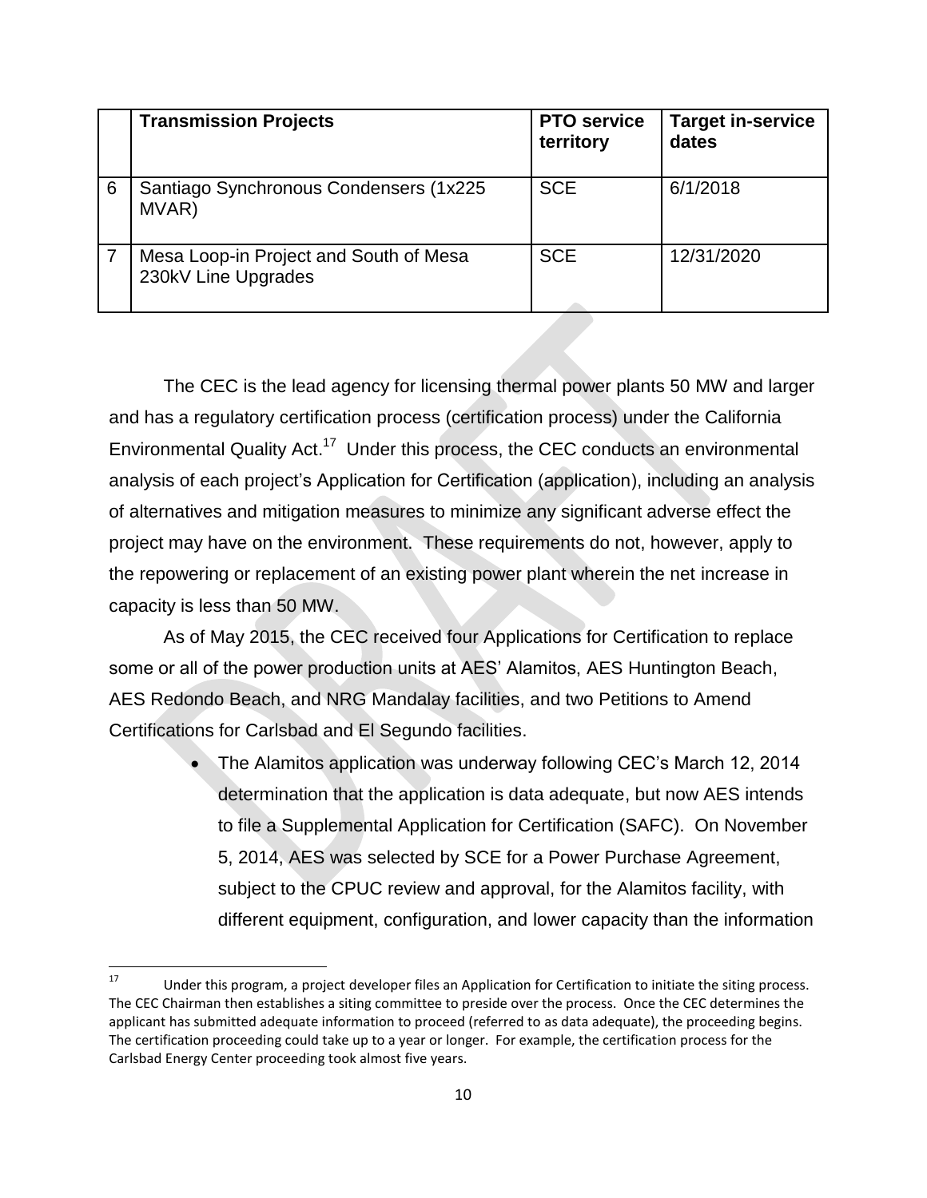| | Transmission Projects | PTO service territory | Target in-service dates |
|---|---|---|---|
| 6 | Santiago Synchronous Condensers (1x225 MVAR) | SCE | 6/1/2018 |
| 7 | Mesa Loop-in Project and South of Mesa 230kV Line Upgrades | SCE | 12/31/2020 |

The CEC is the lead agency for licensing thermal power plants 50 MW and larger and has a regulatory certification process (certification process) under the California Environmental Quality Act.[17] Under this process, the CEC conducts an environmental analysis of each project's Application for Certification (application), including an analysis of alternatives and mitigation measures to minimize any significant adverse effect the project may have on the environment. These requirements do not, however, apply to the repowering or replacement of an existing power plant wherein the net increase in capacity is less than 50 MW.

As of May 2015, the CEC received four Applications for Certification to replace some or all of the power production units at AES' Alamitos, AES Huntington Beach, AES Redondo Beach, and NRG Mandalay facilities, and two Petitions to Amend Certifications for Carlsbad and El Segundo facilities.

- The Alamitos application was underway following CEC's March 12, 2014 determination that the application is data adequate, but now AES intends to file a Supplemental Application for Certification (SAFC). On November 5, 2014, AES was selected by SCE for a Power Purchase Agreement, subject to the CPUC review and approval, for the Alamitos facility, with different equipment, configuration, and lower capacity than the information

[17] Under this program, a project developer files an Application for Certification to initiate the siting process. The CEC Chairman then establishes a siting committee to preside over the process. Once the CEC determines the applicant has submitted adequate information to proceed (referred to as data adequate), the proceeding begins. The certification proceeding could take up to a year or longer. For example, the certification process for the Carlsbad Energy Center proceeding took almost five years.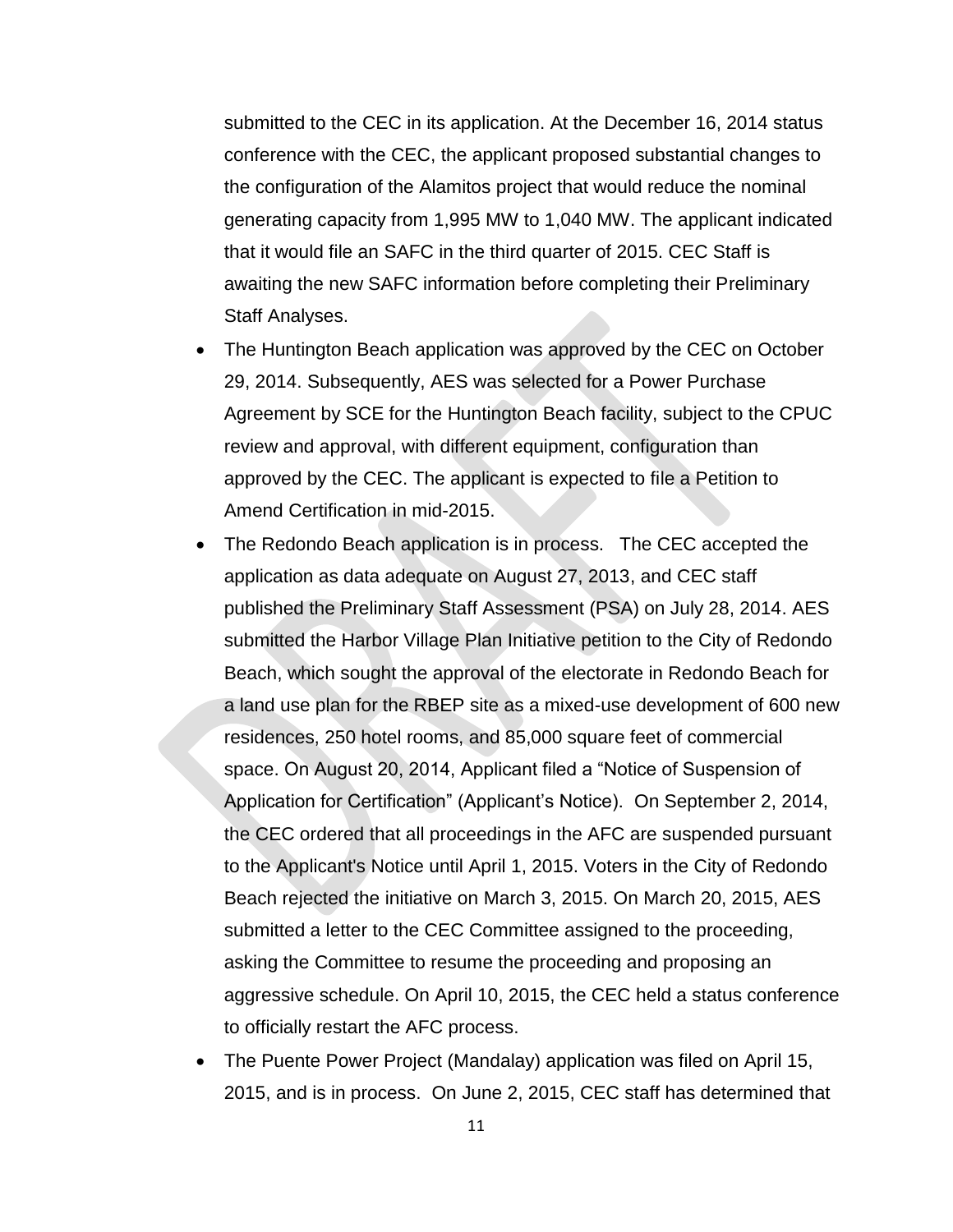submitted to the CEC in its application. At the December 16, 2014 status conference with the CEC, the applicant proposed substantial changes to the configuration of the Alamitos project that would reduce the nominal generating capacity from 1,995 MW to 1,040 MW. The applicant indicated that it would file an SAFC in the third quarter of 2015. CEC Staff is awaiting the new SAFC information before completing their Preliminary Staff Analyses.

- The Huntington Beach application was approved by the CEC on October 29, 2014. Subsequently, AES was selected for a Power Purchase Agreement by SCE for the Huntington Beach facility, subject to the CPUC review and approval, with different equipment, configuration than approved by the CEC. The applicant is expected to file a Petition to Amend Certification in mid-2015.
- The Redondo Beach application is in process. The CEC accepted the application as data adequate on August 27, 2013, and CEC staff published the Preliminary Staff Assessment (PSA) on July 28, 2014. AES submitted the Harbor Village Plan Initiative petition to the City of Redondo Beach, which sought the approval of the electorate in Redondo Beach for a land use plan for the RBEP site as a mixed-use development of 600 new residences, 250 hotel rooms, and 85,000 square feet of commercial space. On August 20, 2014, Applicant filed a "Notice of Suspension of Application for Certification" (Applicant's Notice). On September 2, 2014, the CEC ordered that all proceedings in the AFC are suspended pursuant to the Applicant's Notice until April 1, 2015. Voters in the City of Redondo Beach rejected the initiative on March 3, 2015. On March 20, 2015, AES submitted a letter to the CEC Committee assigned to the proceeding, asking the Committee to resume the proceeding and proposing an aggressive schedule. On April 10, 2015, the CEC held a status conference to officially restart the AFC process.
- The Puente Power Project (Mandalay) application was filed on April 15, 2015, and is in process. On June 2, 2015, CEC staff has determined that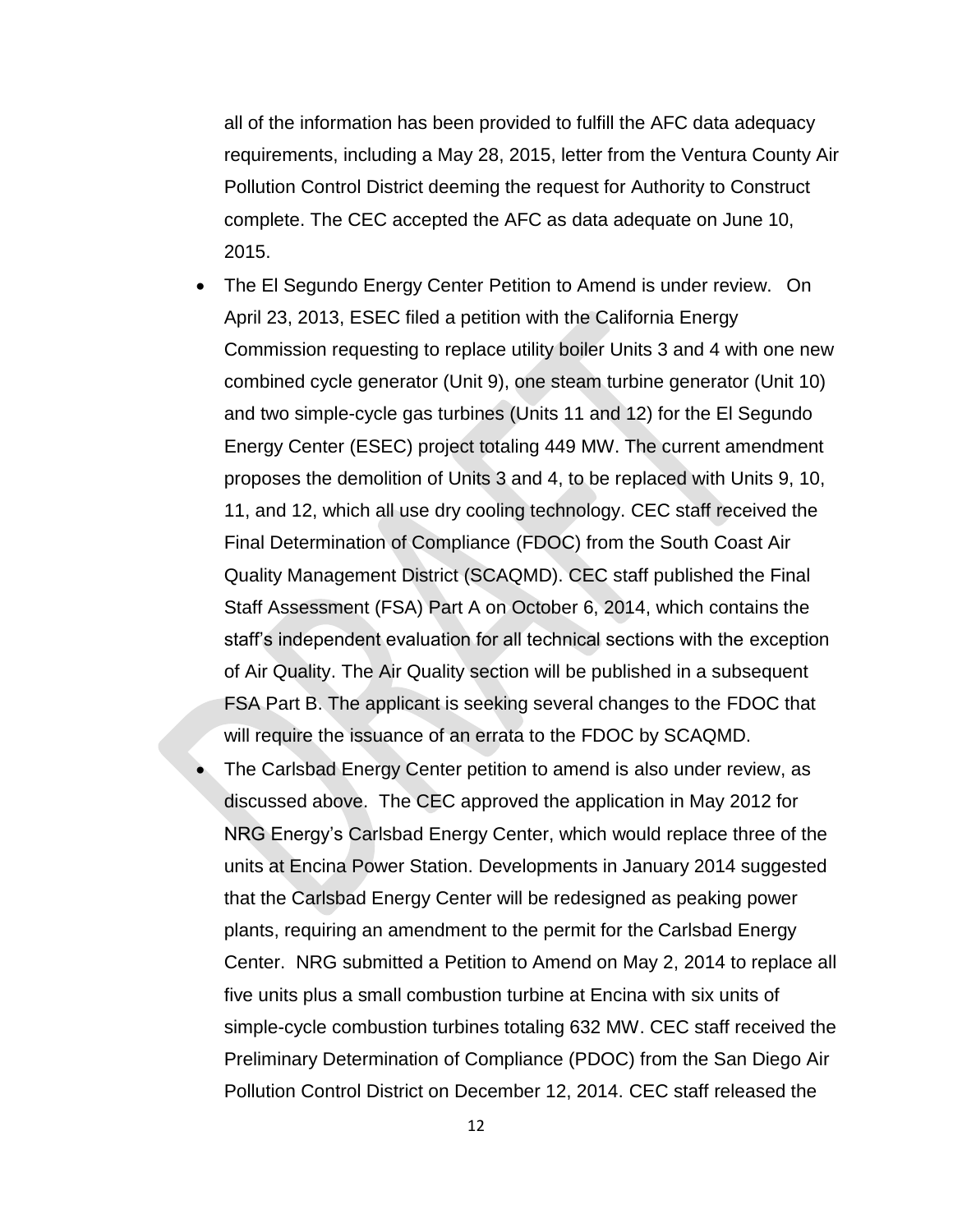all of the information has been provided to fulfill the AFC data adequacy requirements, including a May 28, 2015, letter from the Ventura County Air Pollution Control District deeming the request for Authority to Construct complete. The CEC accepted the AFC as data adequate on June 10, 2015.

- The El Segundo Energy Center Petition to Amend is under review. On April 23, 2013, ESEC filed a petition with the California Energy Commission requesting to replace utility boiler Units 3 and 4 with one new combined cycle generator (Unit 9), one steam turbine generator (Unit 10) and two simple-cycle gas turbines (Units 11 and 12) for the El Segundo Energy Center (ESEC) project totaling 449 MW. The current amendment proposes the demolition of Units 3 and 4, to be replaced with Units 9, 10, 11, and 12, which all use dry cooling technology. CEC staff received the Final Determination of Compliance (FDOC) from the South Coast Air Quality Management District (SCAQMD). CEC staff published the Final Staff Assessment (FSA) Part A on October 6, 2014, which contains the staff's independent evaluation for all technical sections with the exception of Air Quality. The Air Quality section will be published in a subsequent FSA Part B. The applicant is seeking several changes to the FDOC that will require the issuance of an errata to the FDOC by SCAQMD.
- The Carlsbad Energy Center petition to amend is also under review, as discussed above. The CEC approved the application in May 2012 for NRG Energy's Carlsbad Energy Center, which would replace three of the units at Encina Power Station. Developments in January 2014 suggested that the Carlsbad Energy Center will be redesigned as peaking power plants, requiring an amendment to the permit for the Carlsbad Energy Center. NRG submitted a Petition to Amend on May 2, 2014 to replace all five units plus a small combustion turbine at Encina with six units of simple-cycle combustion turbines totaling 632 MW. CEC staff received the Preliminary Determination of Compliance (PDOC) from the San Diego Air Pollution Control District on December 12, 2014. CEC staff released the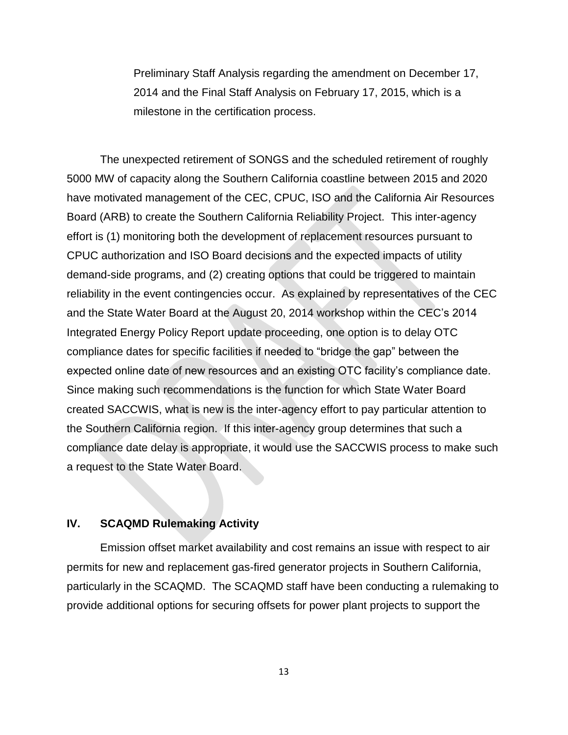Preliminary Staff Analysis regarding the amendment on December 17, 2014 and the Final Staff Analysis on February 17, 2015, which is a milestone in the certification process.

The unexpected retirement of SONGS and the scheduled retirement of roughly 5000 MW of capacity along the Southern California coastline between 2015 and 2020 have motivated management of the CEC, CPUC, ISO and the California Air Resources Board (ARB) to create the Southern California Reliability Project. This inter-agency effort is (1) monitoring both the development of replacement resources pursuant to CPUC authorization and ISO Board decisions and the expected impacts of utility demand-side programs, and (2) creating options that could be triggered to maintain reliability in the event contingencies occur. As explained by representatives of the CEC and the State Water Board at the August 20, 2014 workshop within the CEC's 2014 Integrated Energy Policy Report update proceeding, one option is to delay OTC compliance dates for specific facilities if needed to "bridge the gap" between the expected online date of new resources and an existing OTC facility's compliance date. Since making such recommendations is the function for which State Water Board created SACCWIS, what is new is the inter-agency effort to pay particular attention to the Southern California region. If this inter-agency group determines that such a compliance date delay is appropriate, it would use the SACCWIS process to make such a request to the State Water Board.

## IV. SCAQMD Rulemaking Activity

Emission offset market availability and cost remains an issue with respect to air permits for new and replacement gas-fired generator projects in Southern California, particularly in the SCAQMD. The SCAQMD staff have been conducting a rulemaking to provide additional options for securing offsets for power plant projects to support the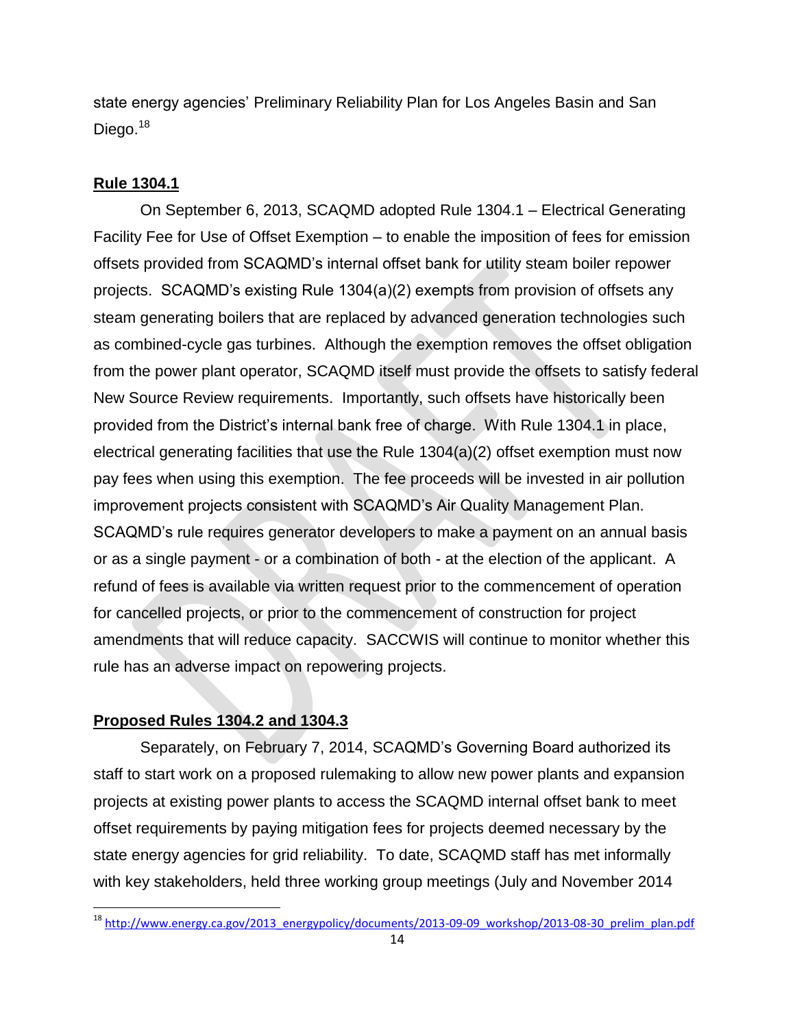state energy agencies' Preliminary Reliability Plan for Los Angeles Basin and San Diego.[18]

**Rule 1304.1**

On September 6, 2013, SCAQMD adopted Rule 1304.1 – Electrical Generating Facility Fee for Use of Offset Exemption – to enable the imposition of fees for emission offsets provided from SCAQMD's internal offset bank for utility steam boiler repower projects. SCAQMD's existing Rule 1304(a)(2) exempts from provision of offsets any steam generating boilers that are replaced by advanced generation technologies such as combined-cycle gas turbines. Although the exemption removes the offset obligation from the power plant operator, SCAQMD itself must provide the offsets to satisfy federal New Source Review requirements. Importantly, such offsets have historically been provided from the District's internal bank free of charge. With Rule 1304.1 in place, electrical generating facilities that use the Rule 1304(a)(2) offset exemption must now pay fees when using this exemption. The fee proceeds will be invested in air pollution improvement projects consistent with SCAQMD's Air Quality Management Plan. SCAQMD's rule requires generator developers to make a payment on an annual basis or as a single payment - or a combination of both - at the election of the applicant. A refund of fees is available via written request prior to the commencement of operation for cancelled projects, or prior to the commencement of construction for project amendments that will reduce capacity. SACCWIS will continue to monitor whether this rule has an adverse impact on repowering projects.

**Proposed Rules 1304.2 and 1304.3**

Separately, on February 7, 2014, SCAQMD's Governing Board authorized its staff to start work on a proposed rulemaking to allow new power plants and expansion projects at existing power plants to access the SCAQMD internal offset bank to meet offset requirements by paying mitigation fees for projects deemed necessary by the state energy agencies for grid reliability. To date, SCAQMD staff has met informally with key stakeholders, held three working group meetings (July and November 2014

[18] http://www.energy.ca.gov/2013_energypolicy/documents/2013-09-09_workshop/2013-08-30_prelim_plan.pdf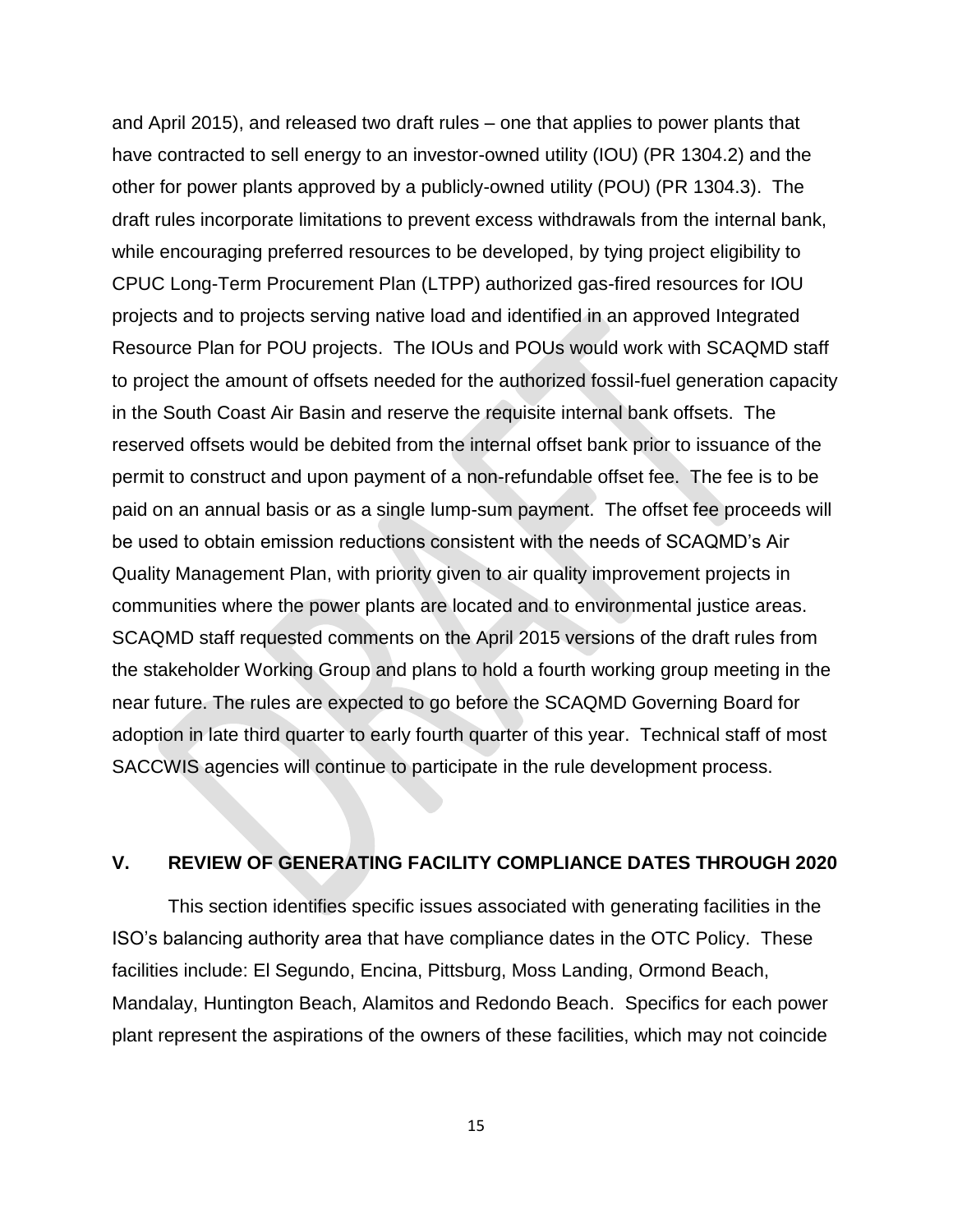and April 2015), and released two draft rules – one that applies to power plants that have contracted to sell energy to an investor-owned utility (IOU) (PR 1304.2) and the other for power plants approved by a publicly-owned utility (POU) (PR 1304.3). The draft rules incorporate limitations to prevent excess withdrawals from the internal bank, while encouraging preferred resources to be developed, by tying project eligibility to CPUC Long-Term Procurement Plan (LTPP) authorized gas-fired resources for IOU projects and to projects serving native load and identified in an approved Integrated Resource Plan for POU projects. The IOUs and POUs would work with SCAQMD staff to project the amount of offsets needed for the authorized fossil-fuel generation capacity in the South Coast Air Basin and reserve the requisite internal bank offsets. The reserved offsets would be debited from the internal offset bank prior to issuance of the permit to construct and upon payment of a non-refundable offset fee. The fee is to be paid on an annual basis or as a single lump-sum payment. The offset fee proceeds will be used to obtain emission reductions consistent with the needs of SCAQMD's Air Quality Management Plan, with priority given to air quality improvement projects in communities where the power plants are located and to environmental justice areas. SCAQMD staff requested comments on the April 2015 versions of the draft rules from the stakeholder Working Group and plans to hold a fourth working group meeting in the near future. The rules are expected to go before the SCAQMD Governing Board for adoption in late third quarter to early fourth quarter of this year. Technical staff of most SACCWIS agencies will continue to participate in the rule development process.

## V. REVIEW OF GENERATING FACILITY COMPLIANCE DATES THROUGH 2020

This section identifies specific issues associated with generating facilities in the ISO's balancing authority area that have compliance dates in the OTC Policy. These facilities include: El Segundo, Encina, Pittsburg, Moss Landing, Ormond Beach, Mandalay, Huntington Beach, Alamitos and Redondo Beach. Specifics for each power plant represent the aspirations of the owners of these facilities, which may not coincide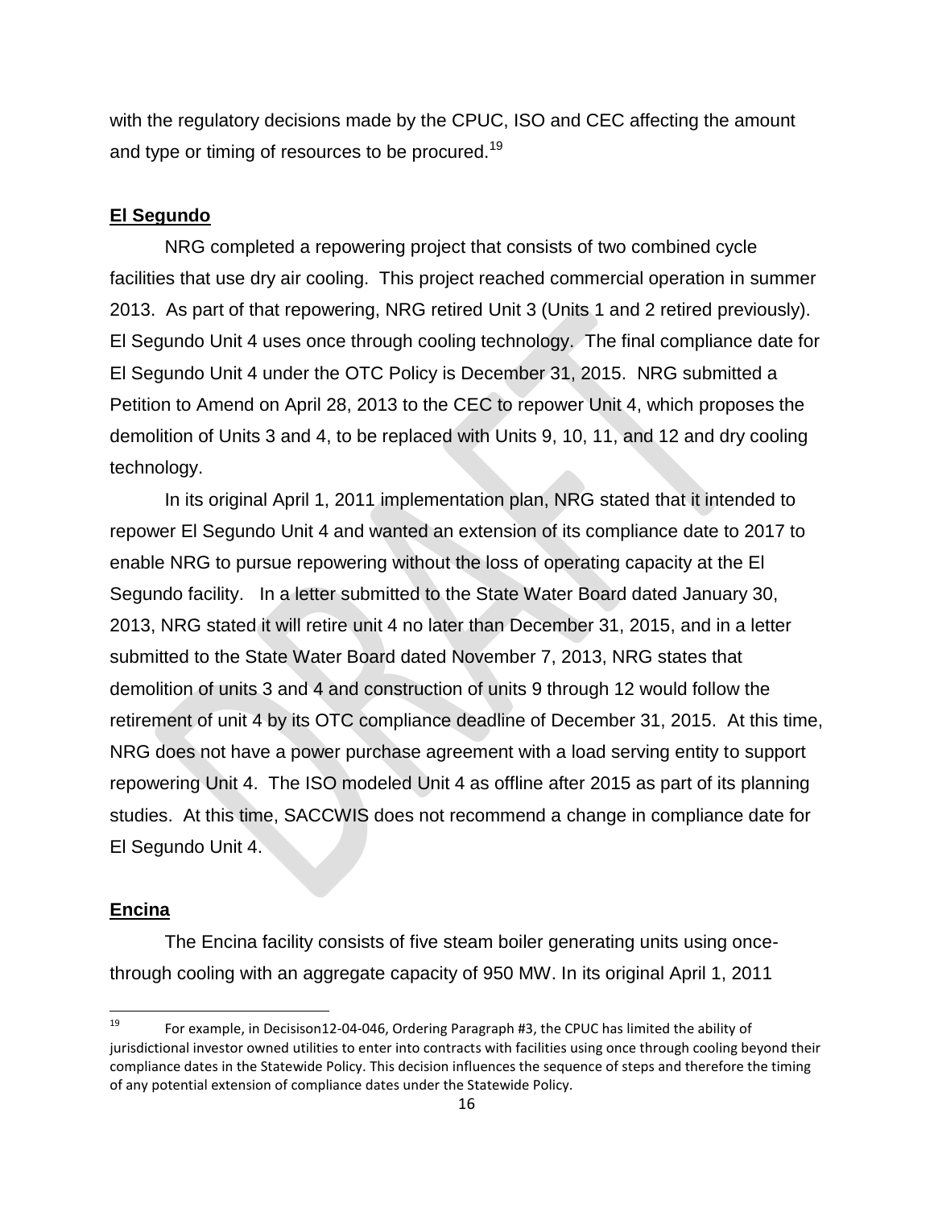with the regulatory decisions made by the CPUC, ISO and CEC affecting the amount and type or timing of resources to be procured.[19]

**El Segundo**

NRG completed a repowering project that consists of two combined cycle facilities that use dry air cooling. This project reached commercial operation in summer 2013. As part of that repowering, NRG retired Unit 3 (Units 1 and 2 retired previously). El Segundo Unit 4 uses once through cooling technology. The final compliance date for El Segundo Unit 4 under the OTC Policy is December 31, 2015. NRG submitted a Petition to Amend on April 28, 2013 to the CEC to repower Unit 4, which proposes the demolition of Units 3 and 4, to be replaced with Units 9, 10, 11, and 12 and dry cooling technology.

In its original April 1, 2011 implementation plan, NRG stated that it intended to repower El Segundo Unit 4 and wanted an extension of its compliance date to 2017 to enable NRG to pursue repowering without the loss of operating capacity at the El Segundo facility. In a letter submitted to the State Water Board dated January 30, 2013, NRG stated it will retire unit 4 no later than December 31, 2015, and in a letter submitted to the State Water Board dated November 7, 2013, NRG states that demolition of units 3 and 4 and construction of units 9 through 12 would follow the retirement of unit 4 by its OTC compliance deadline of December 31, 2015. At this time, NRG does not have a power purchase agreement with a load serving entity to support repowering Unit 4. The ISO modeled Unit 4 as offline after 2015 as part of its planning studies. At this time, SACCWIS does not recommend a change in compliance date for El Segundo Unit 4.

**Encina**

The Encina facility consists of five steam boiler generating units using once-through cooling with an aggregate capacity of 950 MW. In its original April 1, 2011

---

[19] For example, in Decisison12-04-046, Ordering Paragraph #3, the CPUC has limited the ability of jurisdictional investor owned utilities to enter into contracts with facilities using once through cooling beyond their compliance dates in the Statewide Policy. This decision influences the sequence of steps and therefore the timing of any potential extension of compliance dates under the Statewide Policy.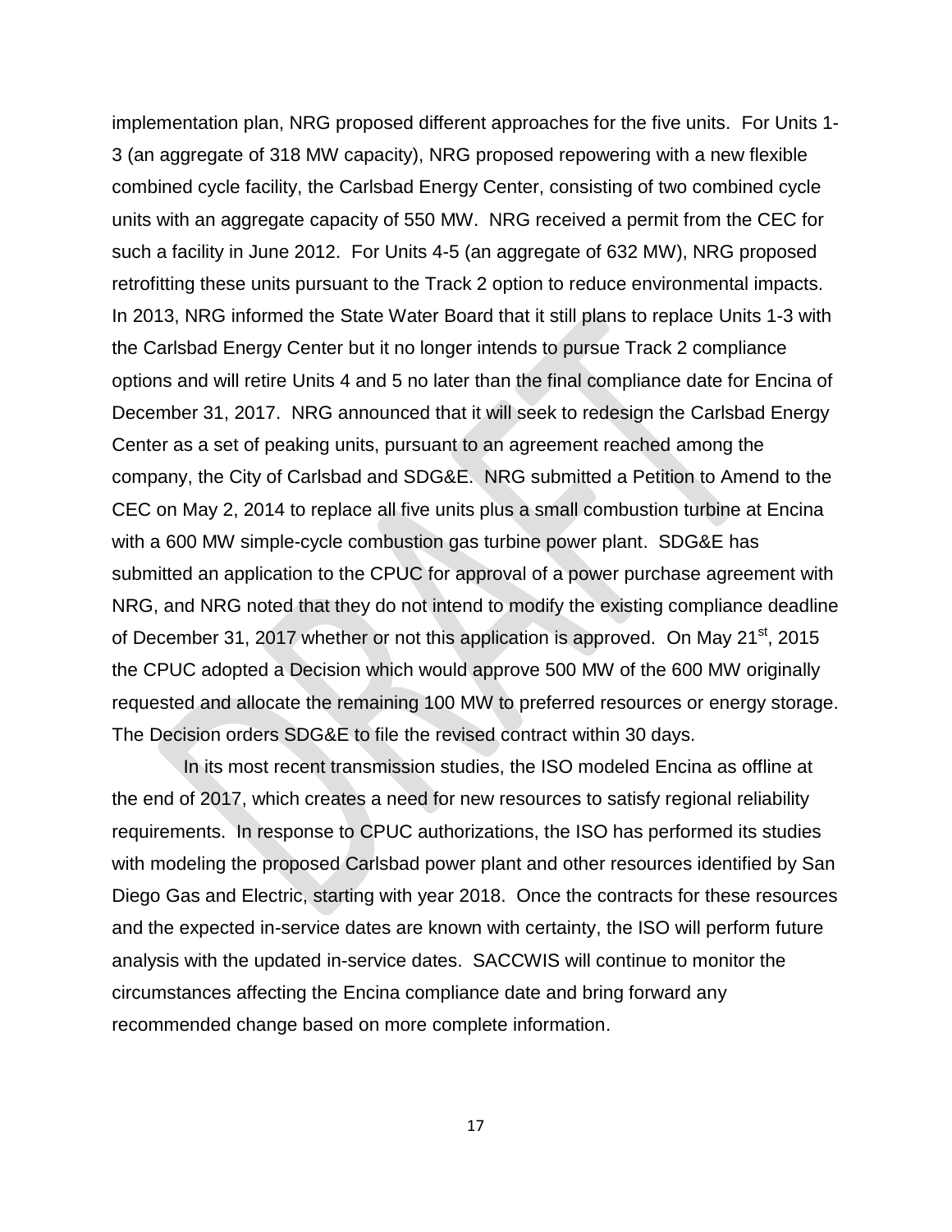implementation plan, NRG proposed different approaches for the five units. For Units 1-3 (an aggregate of 318 MW capacity), NRG proposed repowering with a new flexible combined cycle facility, the Carlsbad Energy Center, consisting of two combined cycle units with an aggregate capacity of 550 MW. NRG received a permit from the CEC for such a facility in June 2012. For Units 4-5 (an aggregate of 632 MW), NRG proposed retrofitting these units pursuant to the Track 2 option to reduce environmental impacts. In 2013, NRG informed the State Water Board that it still plans to replace Units 1-3 with the Carlsbad Energy Center but it no longer intends to pursue Track 2 compliance options and will retire Units 4 and 5 no later than the final compliance date for Encina of December 31, 2017. NRG announced that it will seek to redesign the Carlsbad Energy Center as a set of peaking units, pursuant to an agreement reached among the company, the City of Carlsbad and SDG&E. NRG submitted a Petition to Amend to the CEC on May 2, 2014 to replace all five units plus a small combustion turbine at Encina with a 600 MW simple-cycle combustion gas turbine power plant. SDG&E has submitted an application to the CPUC for approval of a power purchase agreement with NRG, and NRG noted that they do not intend to modify the existing compliance deadline of December 31, 2017 whether or not this application is approved. On May 21st, 2015 the CPUC adopted a Decision which would approve 500 MW of the 600 MW originally requested and allocate the remaining 100 MW to preferred resources or energy storage. The Decision orders SDG&E to file the revised contract within 30 days.

In its most recent transmission studies, the ISO modeled Encina as offline at the end of 2017, which creates a need for new resources to satisfy regional reliability requirements. In response to CPUC authorizations, the ISO has performed its studies with modeling the proposed Carlsbad power plant and other resources identified by San Diego Gas and Electric, starting with year 2018. Once the contracts for these resources and the expected in-service dates are known with certainty, the ISO will perform future analysis with the updated in-service dates. SACCWIS will continue to monitor the circumstances affecting the Encina compliance date and bring forward any recommended change based on more complete information.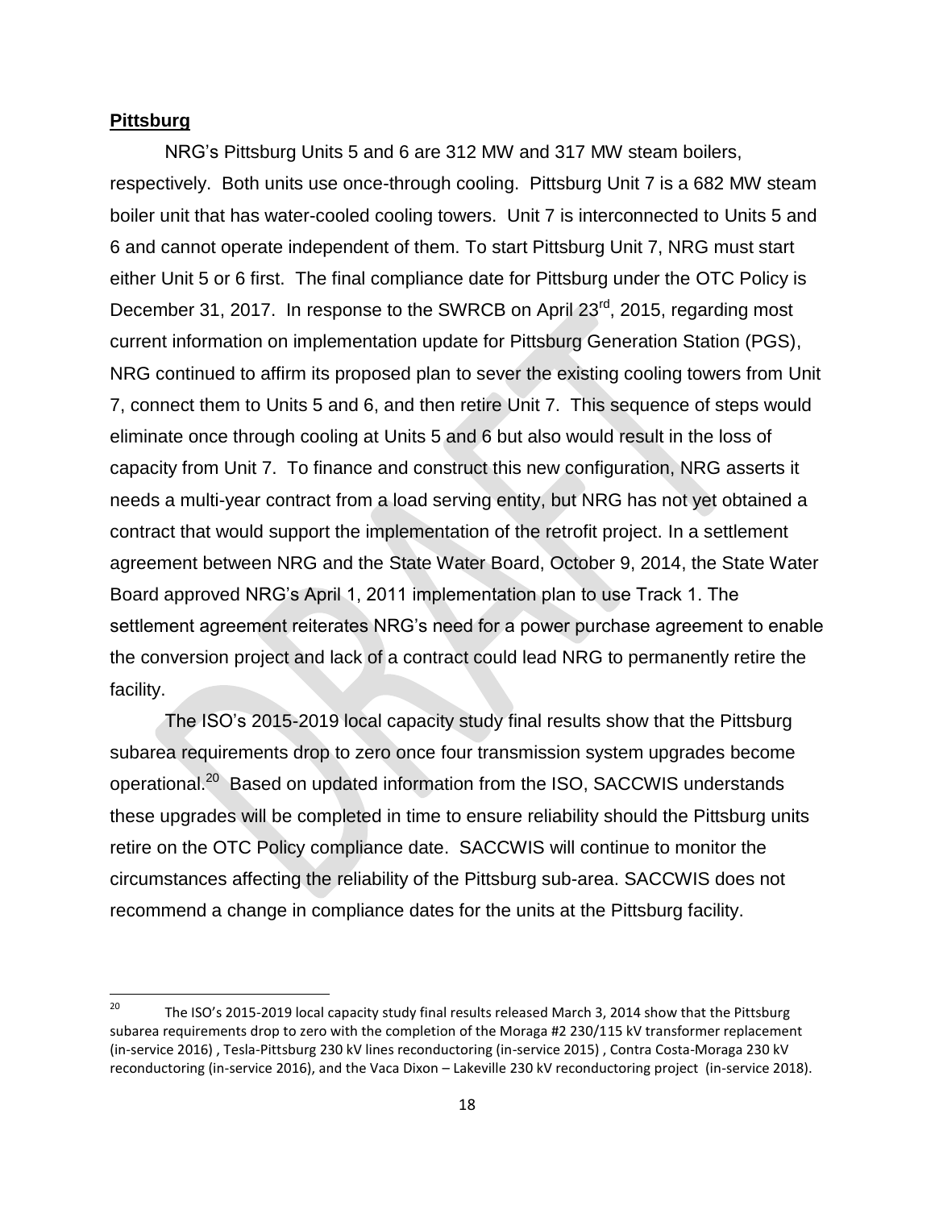**Pittsburg**

NRG's Pittsburg Units 5 and 6 are 312 MW and 317 MW steam boilers, respectively. Both units use once-through cooling. Pittsburg Unit 7 is a 682 MW steam boiler unit that has water-cooled cooling towers. Unit 7 is interconnected to Units 5 and 6 and cannot operate independent of them. To start Pittsburg Unit 7, NRG must start either Unit 5 or 6 first. The final compliance date for Pittsburg under the OTC Policy is December 31, 2017. In response to the SWRCB on April 23rd, 2015, regarding most current information on implementation update for Pittsburg Generation Station (PGS), NRG continued to affirm its proposed plan to sever the existing cooling towers from Unit 7, connect them to Units 5 and 6, and then retire Unit 7. This sequence of steps would eliminate once through cooling at Units 5 and 6 but also would result in the loss of capacity from Unit 7. To finance and construct this new configuration, NRG asserts it needs a multi-year contract from a load serving entity, but NRG has not yet obtained a contract that would support the implementation of the retrofit project. In a settlement agreement between NRG and the State Water Board, October 9, 2014, the State Water Board approved NRG's April 1, 2011 implementation plan to use Track 1. The settlement agreement reiterates NRG's need for a power purchase agreement to enable the conversion project and lack of a contract could lead NRG to permanently retire the facility.

The ISO's 2015-2019 local capacity study final results show that the Pittsburg subarea requirements drop to zero once four transmission system upgrades become operational.[20] Based on updated information from the ISO, SACCWIS understands these upgrades will be completed in time to ensure reliability should the Pittsburg units retire on the OTC Policy compliance date. SACCWIS will continue to monitor the circumstances affecting the reliability of the Pittsburg sub-area. SACCWIS does not recommend a change in compliance dates for the units at the Pittsburg facility.

---

[20] The ISO's 2015-2019 local capacity study final results released March 3, 2014 show that the Pittsburg subarea requirements drop to zero with the completion of the Moraga #2 230/115 kV transformer replacement (in-service 2016) , Tesla-Pittsburg 230 kV lines reconductoring (in-service 2015) , Contra Costa-Moraga 230 kV reconductoring (in-service 2016), and the Vaca Dixon – Lakeville 230 kV reconductoring project (in-service 2018).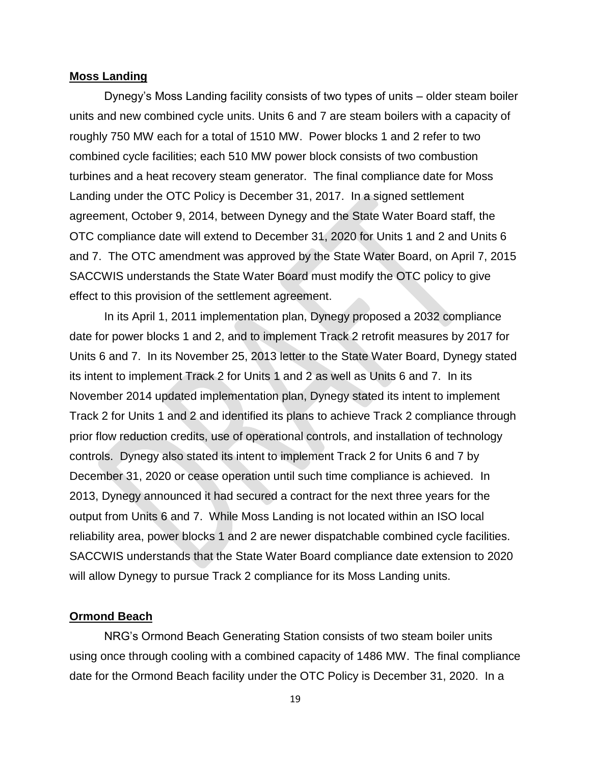**Moss Landing**

Dynegy's Moss Landing facility consists of two types of units – older steam boiler units and new combined cycle units. Units 6 and 7 are steam boilers with a capacity of roughly 750 MW each for a total of 1510 MW. Power blocks 1 and 2 refer to two combined cycle facilities; each 510 MW power block consists of two combustion turbines and a heat recovery steam generator. The final compliance date for Moss Landing under the OTC Policy is December 31, 2017. In a signed settlement agreement, October 9, 2014, between Dynegy and the State Water Board staff, the OTC compliance date will extend to December 31, 2020 for Units 1 and 2 and Units 6 and 7. The OTC amendment was approved by the State Water Board, on April 7, 2015 SACCWIS understands the State Water Board must modify the OTC policy to give effect to this provision of the settlement agreement.

In its April 1, 2011 implementation plan, Dynegy proposed a 2032 compliance date for power blocks 1 and 2, and to implement Track 2 retrofit measures by 2017 for Units 6 and 7. In its November 25, 2013 letter to the State Water Board, Dynegy stated its intent to implement Track 2 for Units 1 and 2 as well as Units 6 and 7. In its November 2014 updated implementation plan, Dynegy stated its intent to implement Track 2 for Units 1 and 2 and identified its plans to achieve Track 2 compliance through prior flow reduction credits, use of operational controls, and installation of technology controls. Dynegy also stated its intent to implement Track 2 for Units 6 and 7 by December 31, 2020 or cease operation until such time compliance is achieved. In 2013, Dynegy announced it had secured a contract for the next three years for the output from Units 6 and 7. While Moss Landing is not located within an ISO local reliability area, power blocks 1 and 2 are newer dispatchable combined cycle facilities. SACCWIS understands that the State Water Board compliance date extension to 2020 will allow Dynegy to pursue Track 2 compliance for its Moss Landing units.

**Ormond Beach**

NRG's Ormond Beach Generating Station consists of two steam boiler units using once through cooling with a combined capacity of 1486 MW. The final compliance date for the Ormond Beach facility under the OTC Policy is December 31, 2020. In a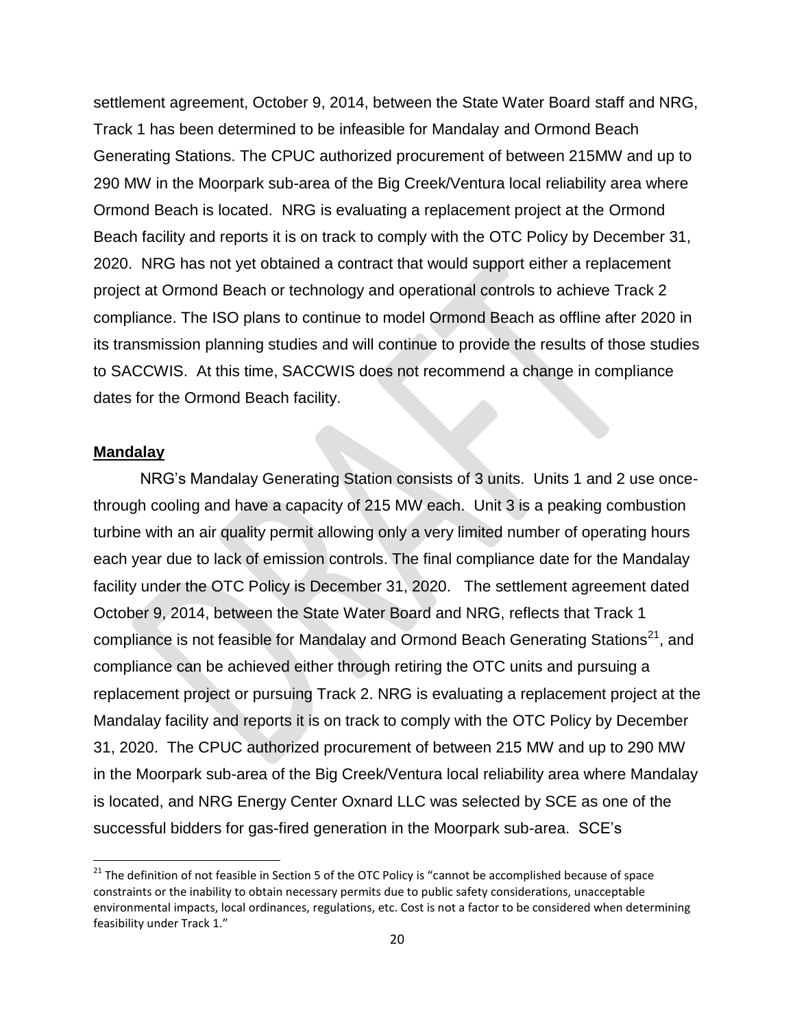settlement agreement, October 9, 2014, between the State Water Board staff and NRG, Track 1 has been determined to be infeasible for Mandalay and Ormond Beach Generating Stations. The CPUC authorized procurement of between 215MW and up to 290 MW in the Moorpark sub-area of the Big Creek/Ventura local reliability area where Ormond Beach is located. NRG is evaluating a replacement project at the Ormond Beach facility and reports it is on track to comply with the OTC Policy by December 31, 2020. NRG has not yet obtained a contract that would support either a replacement project at Ormond Beach or technology and operational controls to achieve Track 2 compliance. The ISO plans to continue to model Ormond Beach as offline after 2020 in its transmission planning studies and will continue to provide the results of those studies to SACCWIS. At this time, SACCWIS does not recommend a change in compliance dates for the Ormond Beach facility.

**Mandalay**

NRG's Mandalay Generating Station consists of 3 units. Units 1 and 2 use once-through cooling and have a capacity of 215 MW each. Unit 3 is a peaking combustion turbine with an air quality permit allowing only a very limited number of operating hours each year due to lack of emission controls. The final compliance date for the Mandalay facility under the OTC Policy is December 31, 2020. The settlement agreement dated October 9, 2014, between the State Water Board and NRG, reflects that Track 1 compliance is not feasible for Mandalay and Ormond Beach Generating Stations[21], and compliance can be achieved either through retiring the OTC units and pursuing a replacement project or pursuing Track 2. NRG is evaluating a replacement project at the Mandalay facility and reports it is on track to comply with the OTC Policy by December 31, 2020. The CPUC authorized procurement of between 215 MW and up to 290 MW in the Moorpark sub-area of the Big Creek/Ventura local reliability area where Mandalay is located, and NRG Energy Center Oxnard LLC was selected by SCE as one of the successful bidders for gas-fired generation in the Moorpark sub-area. SCE's

---

[21] The definition of not feasible in Section 5 of the OTC Policy is "cannot be accomplished because of space constraints or the inability to obtain necessary permits due to public safety considerations, unacceptable environmental impacts, local ordinances, regulations, etc. Cost is not a factor to be considered when determining feasibility under Track 1."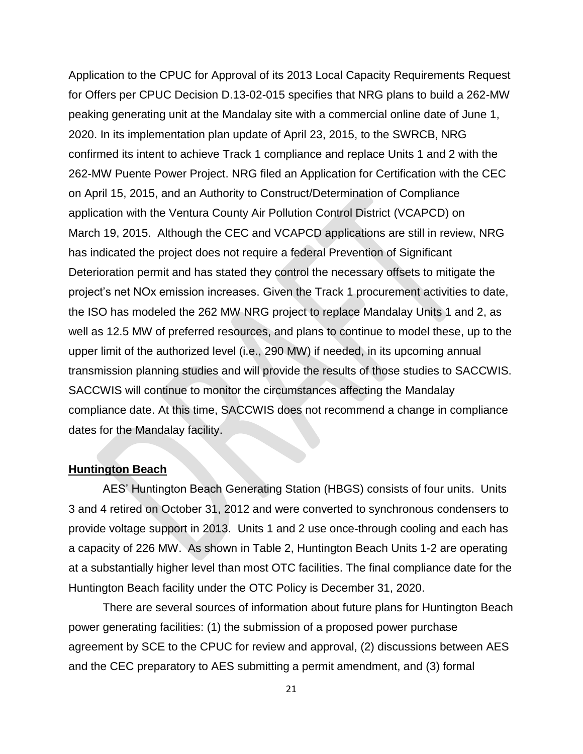Application to the CPUC for Approval of its 2013 Local Capacity Requirements Request for Offers per CPUC Decision D.13-02-015 specifies that NRG plans to build a 262-MW peaking generating unit at the Mandalay site with a commercial online date of June 1, 2020. In its implementation plan update of April 23, 2015, to the SWRCB, NRG confirmed its intent to achieve Track 1 compliance and replace Units 1 and 2 with the 262-MW Puente Power Project. NRG filed an Application for Certification with the CEC on April 15, 2015, and an Authority to Construct/Determination of Compliance application with the Ventura County Air Pollution Control District (VCAPCD) on March 19, 2015. Although the CEC and VCAPCD applications are still in review, NRG has indicated the project does not require a federal Prevention of Significant Deterioration permit and has stated they control the necessary offsets to mitigate the project's net NOx emission increases. Given the Track 1 procurement activities to date, the ISO has modeled the 262 MW NRG project to replace Mandalay Units 1 and 2, as well as 12.5 MW of preferred resources, and plans to continue to model these, up to the upper limit of the authorized level (i.e., 290 MW) if needed, in its upcoming annual transmission planning studies and will provide the results of those studies to SACCWIS. SACCWIS will continue to monitor the circumstances affecting the Mandalay compliance date. At this time, SACCWIS does not recommend a change in compliance dates for the Mandalay facility.

**Huntington Beach**

AES' Huntington Beach Generating Station (HBGS) consists of four units. Units 3 and 4 retired on October 31, 2012 and were converted to synchronous condensers to provide voltage support in 2013. Units 1 and 2 use once-through cooling and each has a capacity of 226 MW. As shown in Table 2, Huntington Beach Units 1-2 are operating at a substantially higher level than most OTC facilities. The final compliance date for the Huntington Beach facility under the OTC Policy is December 31, 2020.

There are several sources of information about future plans for Huntington Beach power generating facilities: (1) the submission of a proposed power purchase agreement by SCE to the CPUC for review and approval, (2) discussions between AES and the CEC preparatory to AES submitting a permit amendment, and (3) formal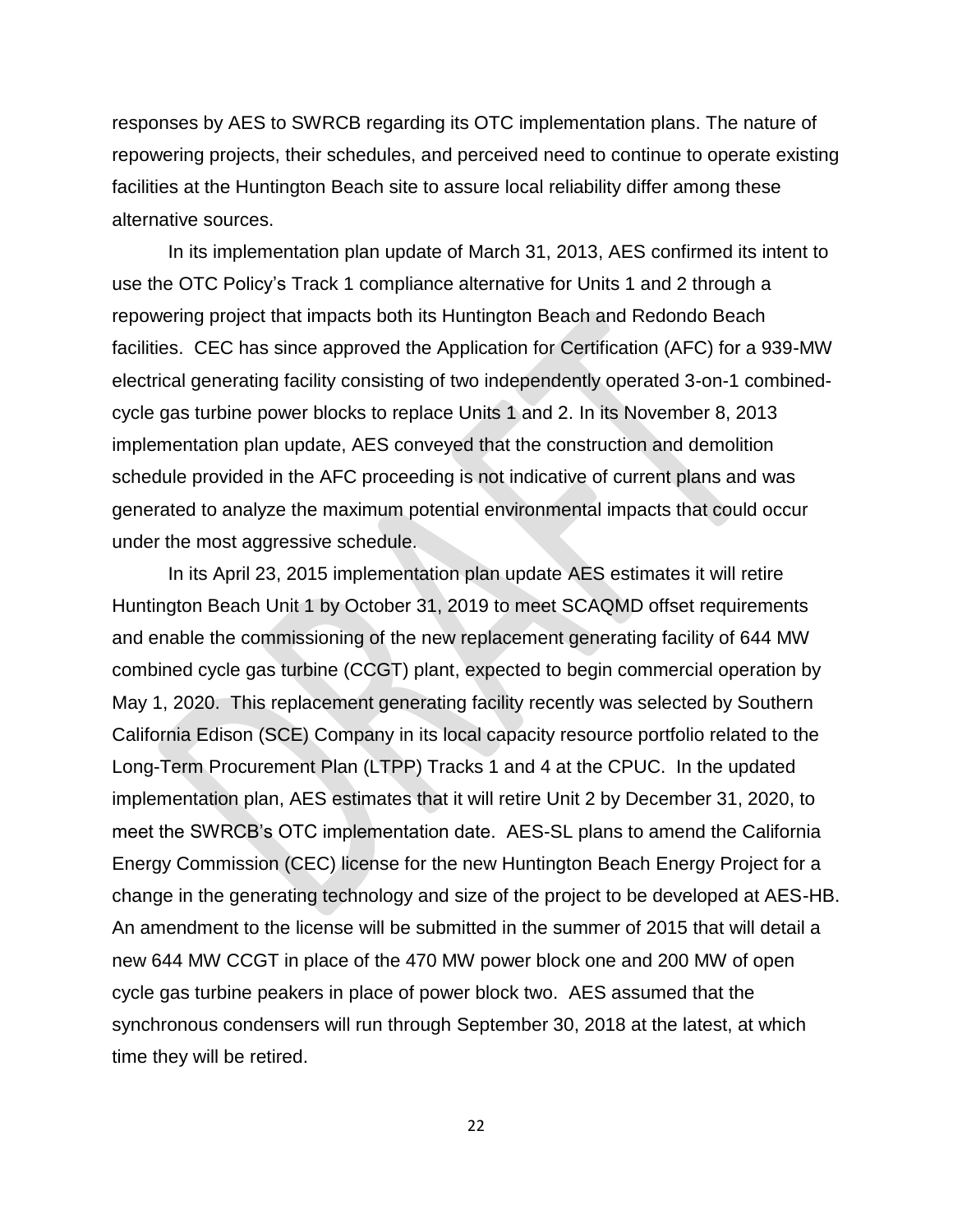responses by AES to SWRCB regarding its OTC implementation plans. The nature of repowering projects, their schedules, and perceived need to continue to operate existing facilities at the Huntington Beach site to assure local reliability differ among these alternative sources.

In its implementation plan update of March 31, 2013, AES confirmed its intent to use the OTC Policy's Track 1 compliance alternative for Units 1 and 2 through a repowering project that impacts both its Huntington Beach and Redondo Beach facilities. CEC has since approved the Application for Certification (AFC) for a 939-MW electrical generating facility consisting of two independently operated 3-on-1 combined-cycle gas turbine power blocks to replace Units 1 and 2. In its November 8, 2013 implementation plan update, AES conveyed that the construction and demolition schedule provided in the AFC proceeding is not indicative of current plans and was generated to analyze the maximum potential environmental impacts that could occur under the most aggressive schedule.

In its April 23, 2015 implementation plan update AES estimates it will retire Huntington Beach Unit 1 by October 31, 2019 to meet SCAQMD offset requirements and enable the commissioning of the new replacement generating facility of 644 MW combined cycle gas turbine (CCGT) plant, expected to begin commercial operation by May 1, 2020. This replacement generating facility recently was selected by Southern California Edison (SCE) Company in its local capacity resource portfolio related to the Long-Term Procurement Plan (LTPP) Tracks 1 and 4 at the CPUC. In the updated implementation plan, AES estimates that it will retire Unit 2 by December 31, 2020, to meet the SWRCB's OTC implementation date. AES-SL plans to amend the California Energy Commission (CEC) license for the new Huntington Beach Energy Project for a change in the generating technology and size of the project to be developed at AES-HB. An amendment to the license will be submitted in the summer of 2015 that will detail a new 644 MW CCGT in place of the 470 MW power block one and 200 MW of open cycle gas turbine peakers in place of power block two. AES assumed that the synchronous condensers will run through September 30, 2018 at the latest, at which time they will be retired.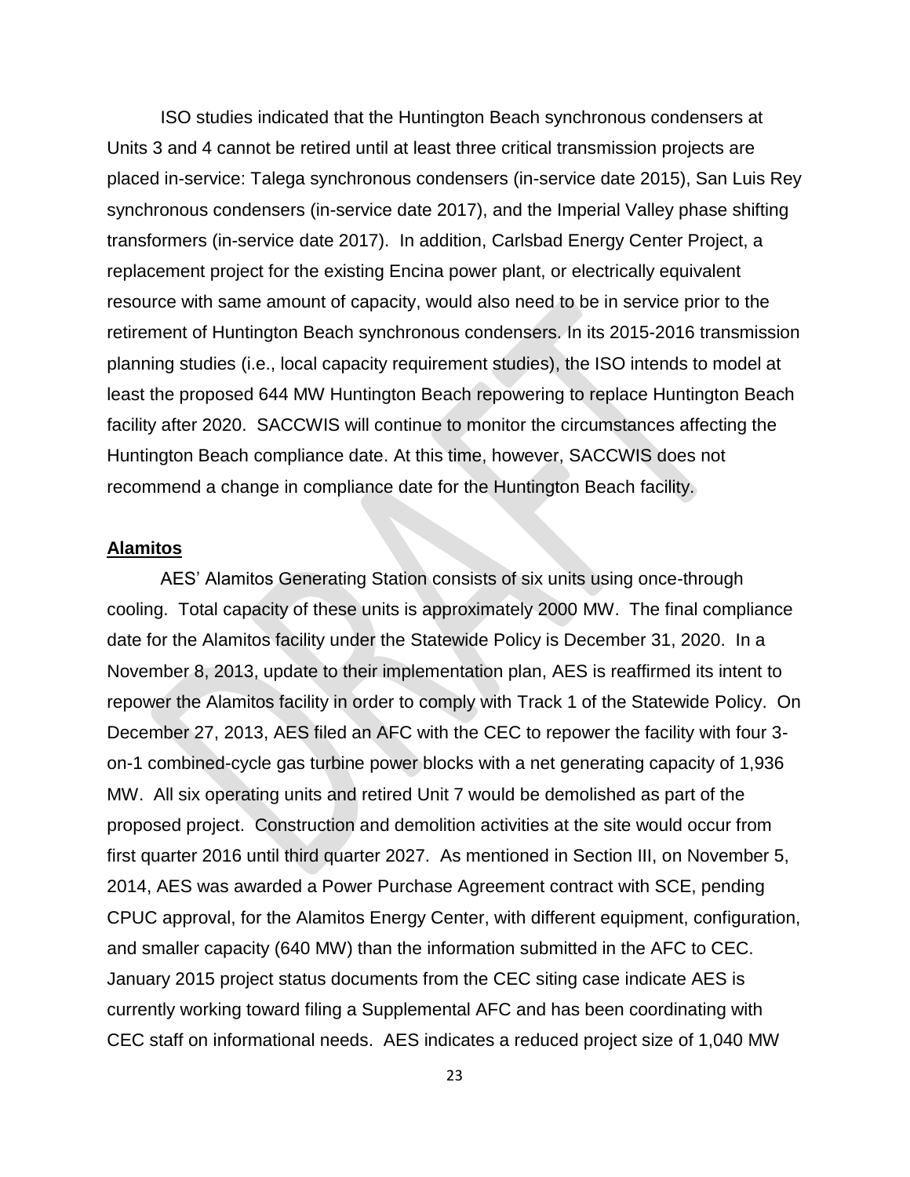ISO studies indicated that the Huntington Beach synchronous condensers at Units 3 and 4 cannot be retired until at least three critical transmission projects are placed in-service: Talega synchronous condensers (in-service date 2015), San Luis Rey synchronous condensers (in-service date 2017), and the Imperial Valley phase shifting transformers (in-service date 2017). In addition, Carlsbad Energy Center Project, a replacement project for the existing Encina power plant, or electrically equivalent resource with same amount of capacity, would also need to be in service prior to the retirement of Huntington Beach synchronous condensers. In its 2015-2016 transmission planning studies (i.e., local capacity requirement studies), the ISO intends to model at least the proposed 644 MW Huntington Beach repowering to replace Huntington Beach facility after 2020. SACCWIS will continue to monitor the circumstances affecting the Huntington Beach compliance date. At this time, however, SACCWIS does not recommend a change in compliance date for the Huntington Beach facility.

**Alamitos**

AES' Alamitos Generating Station consists of six units using once-through cooling. Total capacity of these units is approximately 2000 MW. The final compliance date for the Alamitos facility under the Statewide Policy is December 31, 2020. In a November 8, 2013, update to their implementation plan, AES is reaffirmed its intent to repower the Alamitos facility in order to comply with Track 1 of the Statewide Policy. On December 27, 2013, AES filed an AFC with the CEC to repower the facility with four 3-on-1 combined-cycle gas turbine power blocks with a net generating capacity of 1,936 MW. All six operating units and retired Unit 7 would be demolished as part of the proposed project. Construction and demolition activities at the site would occur from first quarter 2016 until third quarter 2027. As mentioned in Section III, on November 5, 2014, AES was awarded a Power Purchase Agreement contract with SCE, pending CPUC approval, for the Alamitos Energy Center, with different equipment, configuration, and smaller capacity (640 MW) than the information submitted in the AFC to CEC. January 2015 project status documents from the CEC siting case indicate AES is currently working toward filing a Supplemental AFC and has been coordinating with CEC staff on informational needs. AES indicates a reduced project size of 1,040 MW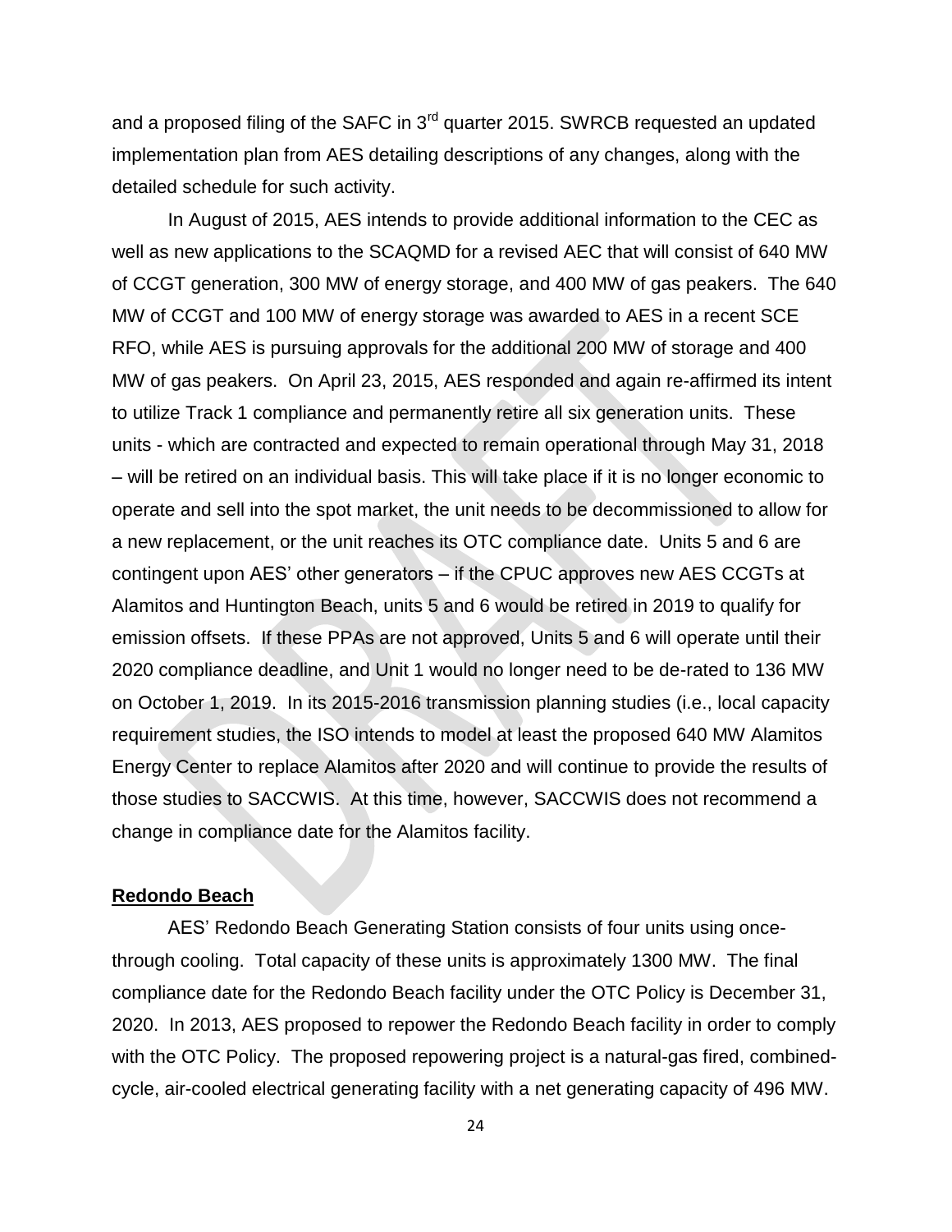and a proposed filing of the SAFC in 3rd quarter 2015. SWRCB requested an updated implementation plan from AES detailing descriptions of any changes, along with the detailed schedule for such activity.

In August of 2015, AES intends to provide additional information to the CEC as well as new applications to the SCAQMD for a revised AEC that will consist of 640 MW of CCGT generation, 300 MW of energy storage, and 400 MW of gas peakers. The 640 MW of CCGT and 100 MW of energy storage was awarded to AES in a recent SCE RFO, while AES is pursuing approvals for the additional 200 MW of storage and 400 MW of gas peakers. On April 23, 2015, AES responded and again re-affirmed its intent to utilize Track 1 compliance and permanently retire all six generation units. These units - which are contracted and expected to remain operational through May 31, 2018 – will be retired on an individual basis. This will take place if it is no longer economic to operate and sell into the spot market, the unit needs to be decommissioned to allow for a new replacement, or the unit reaches its OTC compliance date. Units 5 and 6 are contingent upon AES' other generators – if the CPUC approves new AES CCGTs at Alamitos and Huntington Beach, units 5 and 6 would be retired in 2019 to qualify for emission offsets. If these PPAs are not approved, Units 5 and 6 will operate until their 2020 compliance deadline, and Unit 1 would no longer need to be de-rated to 136 MW on October 1, 2019. In its 2015-2016 transmission planning studies (i.e., local capacity requirement studies, the ISO intends to model at least the proposed 640 MW Alamitos Energy Center to replace Alamitos after 2020 and will continue to provide the results of those studies to SACCWIS. At this time, however, SACCWIS does not recommend a change in compliance date for the Alamitos facility.

**Redondo Beach**

AES' Redondo Beach Generating Station consists of four units using once-through cooling. Total capacity of these units is approximately 1300 MW. The final compliance date for the Redondo Beach facility under the OTC Policy is December 31, 2020. In 2013, AES proposed to repower the Redondo Beach facility in order to comply with the OTC Policy. The proposed repowering project is a natural-gas fired, combined-cycle, air-cooled electrical generating facility with a net generating capacity of 496 MW.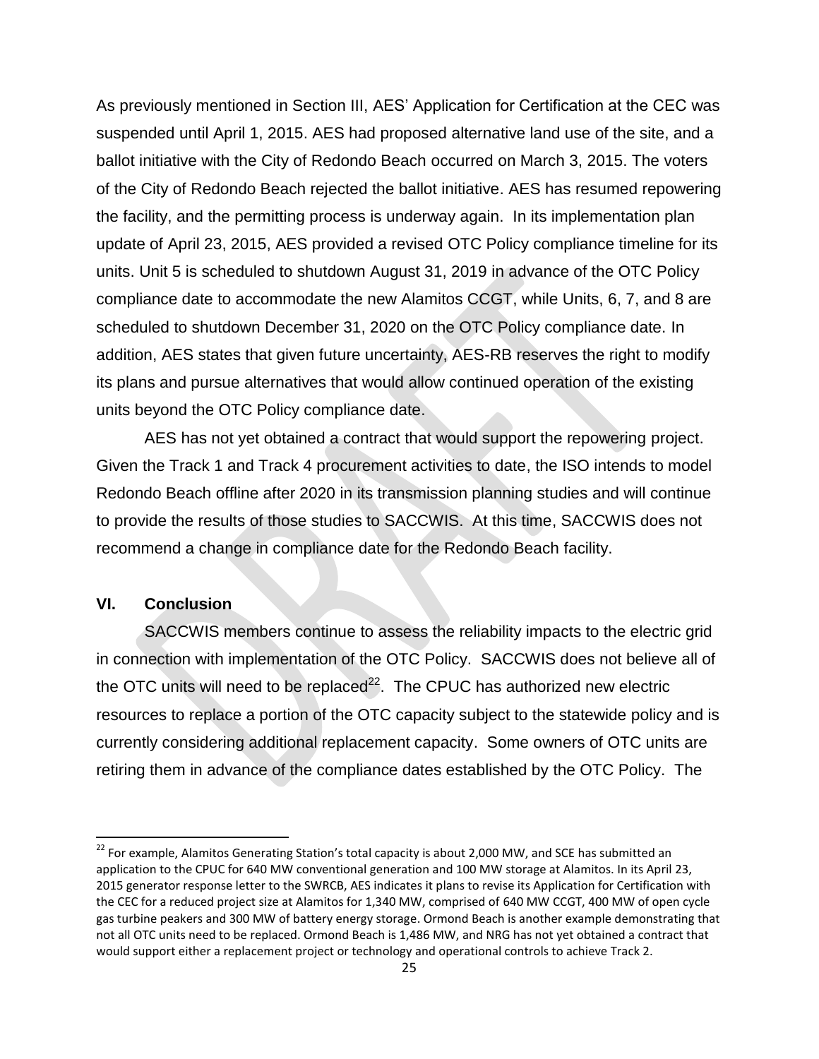As previously mentioned in Section III, AES' Application for Certification at the CEC was suspended until April 1, 2015. AES had proposed alternative land use of the site, and a ballot initiative with the City of Redondo Beach occurred on March 3, 2015. The voters of the City of Redondo Beach rejected the ballot initiative. AES has resumed repowering the facility, and the permitting process is underway again. In its implementation plan update of April 23, 2015, AES provided a revised OTC Policy compliance timeline for its units. Unit 5 is scheduled to shutdown August 31, 2019 in advance of the OTC Policy compliance date to accommodate the new Alamitos CCGT, while Units, 6, 7, and 8 are scheduled to shutdown December 31, 2020 on the OTC Policy compliance date. In addition, AES states that given future uncertainty, AES-RB reserves the right to modify its plans and pursue alternatives that would allow continued operation of the existing units beyond the OTC Policy compliance date.

AES has not yet obtained a contract that would support the repowering project. Given the Track 1 and Track 4 procurement activities to date, the ISO intends to model Redondo Beach offline after 2020 in its transmission planning studies and will continue to provide the results of those studies to SACCWIS. At this time, SACCWIS does not recommend a change in compliance date for the Redondo Beach facility.

## VI. Conclusion

SACCWIS members continue to assess the reliability impacts to the electric grid in connection with implementation of the OTC Policy. SACCWIS does not believe all of the OTC units will need to be replaced[22]. The CPUC has authorized new electric resources to replace a portion of the OTC capacity subject to the statewide policy and is currently considering additional replacement capacity. Some owners of OTC units are retiring them in advance of the compliance dates established by the OTC Policy. The

[22] For example, Alamitos Generating Station's total capacity is about 2,000 MW, and SCE has submitted an application to the CPUC for 640 MW conventional generation and 100 MW storage at Alamitos. In its April 23, 2015 generator response letter to the SWRCB, AES indicates it plans to revise its Application for Certification with the CEC for a reduced project size at Alamitos for 1,340 MW, comprised of 640 MW CCGT, 400 MW of open cycle gas turbine peakers and 300 MW of battery energy storage. Ormond Beach is another example demonstrating that not all OTC units need to be replaced. Ormond Beach is 1,486 MW, and NRG has not yet obtained a contract that would support either a replacement project or technology and operational controls to achieve Track 2.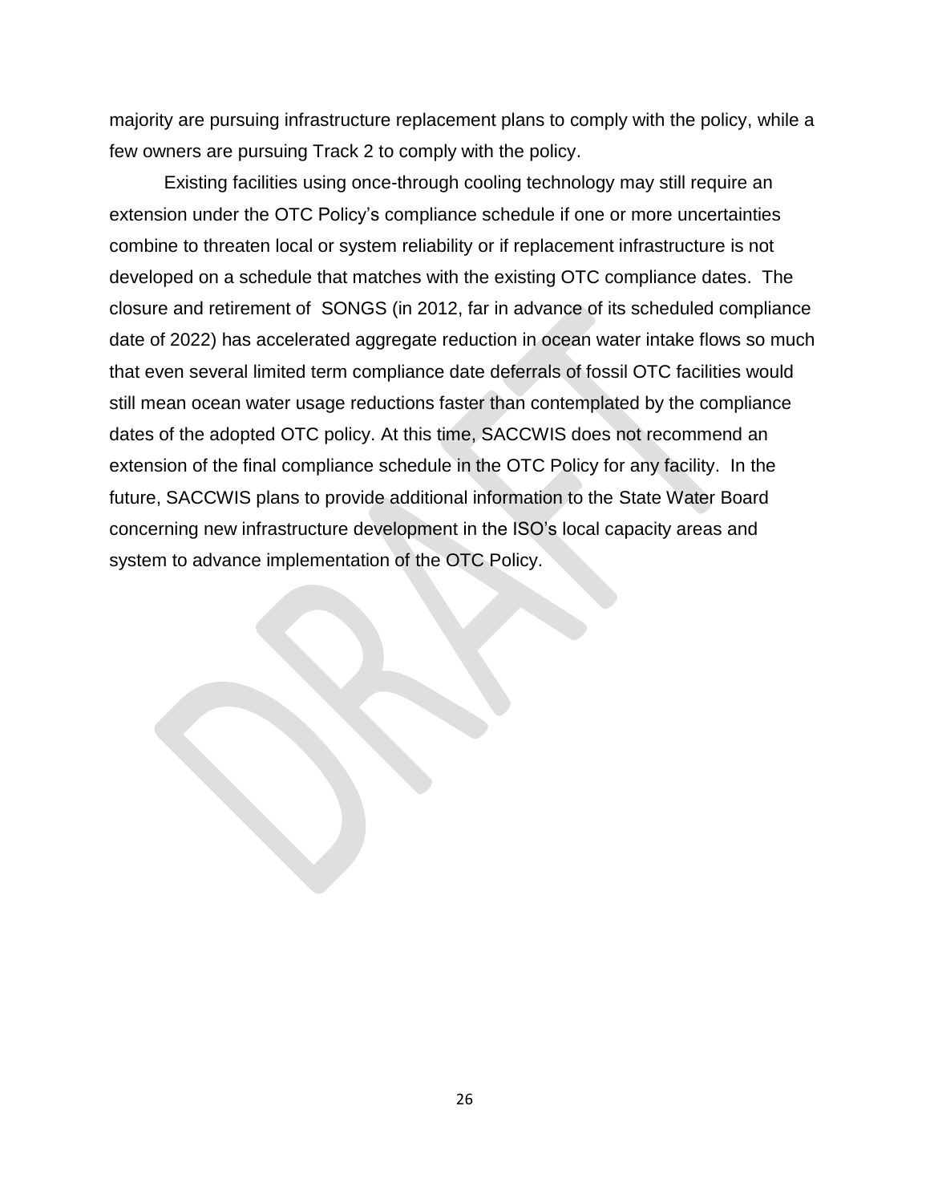majority are pursuing infrastructure replacement plans to comply with the policy, while a few owners are pursuing Track 2 to comply with the policy.

Existing facilities using once-through cooling technology may still require an extension under the OTC Policy's compliance schedule if one or more uncertainties combine to threaten local or system reliability or if replacement infrastructure is not developed on a schedule that matches with the existing OTC compliance dates. The closure and retirement of SONGS (in 2012, far in advance of its scheduled compliance date of 2022) has accelerated aggregate reduction in ocean water intake flows so much that even several limited term compliance date deferrals of fossil OTC facilities would still mean ocean water usage reductions faster than contemplated by the compliance dates of the adopted OTC policy. At this time, SACCWIS does not recommend an extension of the final compliance schedule in the OTC Policy for any facility. In the future, SACCWIS plans to provide additional information to the State Water Board concerning new infrastructure development in the ISO's local capacity areas and system to advance implementation of the OTC Policy.